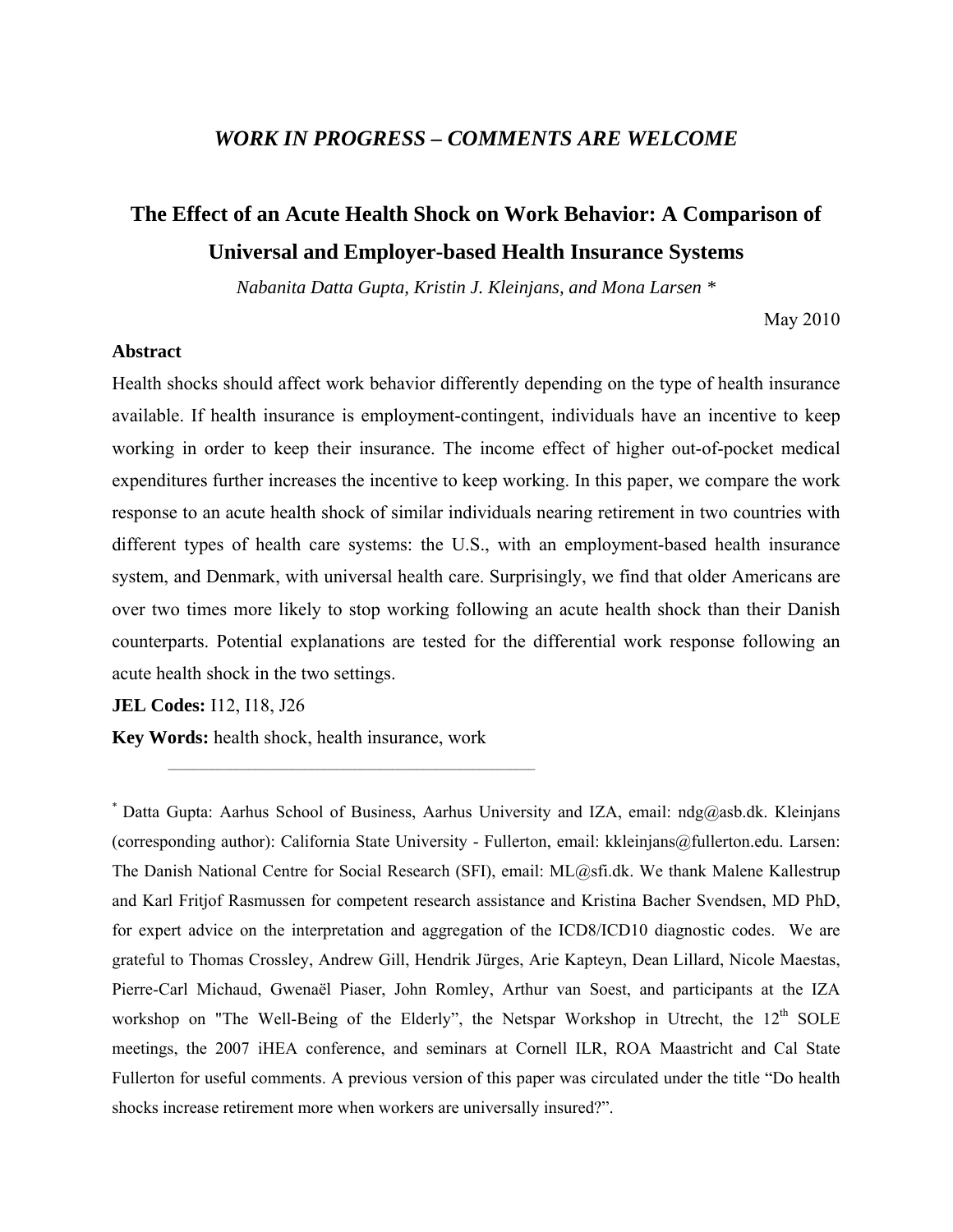***WORK IN PROGRESS – COMMENTS ARE WELCOME***

# The Effect of an Acute Health Shock on Work Behavior: A Comparison of Universal and Employer-based Health Insurance Systems

*Nabanita Datta Gupta, Kristin J. Kleinjans, and Mona Larsen* *

May 2010

**Abstract**

Health shocks should affect work behavior differently depending on the type of health insurance available. If health insurance is employment-contingent, individuals have an incentive to keep working in order to keep their insurance. The income effect of higher out-of-pocket medical expenditures further increases the incentive to keep working. In this paper, we compare the work response to an acute health shock of similar individuals nearing retirement in two countries with different types of health care systems: the U.S., with an employment-based health insurance system, and Denmark, with universal health care. Surprisingly, we find that older Americans are over two times more likely to stop working following an acute health shock than their Danish counterparts. Potential explanations are tested for the differential work response following an acute health shock in the two settings.

**JEL Codes:** I12, I18, J26

**Key Words:** health shock, health insurance, work

---

\* Datta Gupta: Aarhus School of Business, Aarhus University and IZA, email: ndg@asb.dk. Kleinjans (corresponding author): California State University - Fullerton, email: kkleinjans@fullerton.edu. Larsen: The Danish National Centre for Social Research (SFI), email: ML@sfi.dk. We thank Malene Kallestrup and Karl Fritjof Rasmussen for competent research assistance and Kristina Bacher Svendsen, MD PhD, for expert advice on the interpretation and aggregation of the ICD8/ICD10 diagnostic codes. We are grateful to Thomas Crossley, Andrew Gill, Hendrik Jürges, Arie Kapteyn, Dean Lillard, Nicole Maestas, Pierre-Carl Michaud, Gwenaël Piaser, John Romley, Arthur van Soest, and participants at the IZA workshop on "The Well-Being of the Elderly", the Netspar Workshop in Utrecht, the 12th SOLE meetings, the 2007 iHEA conference, and seminars at Cornell ILR, ROA Maastricht and Cal State Fullerton for useful comments. A previous version of this paper was circulated under the title "Do health shocks increase retirement more when workers are universally insured?".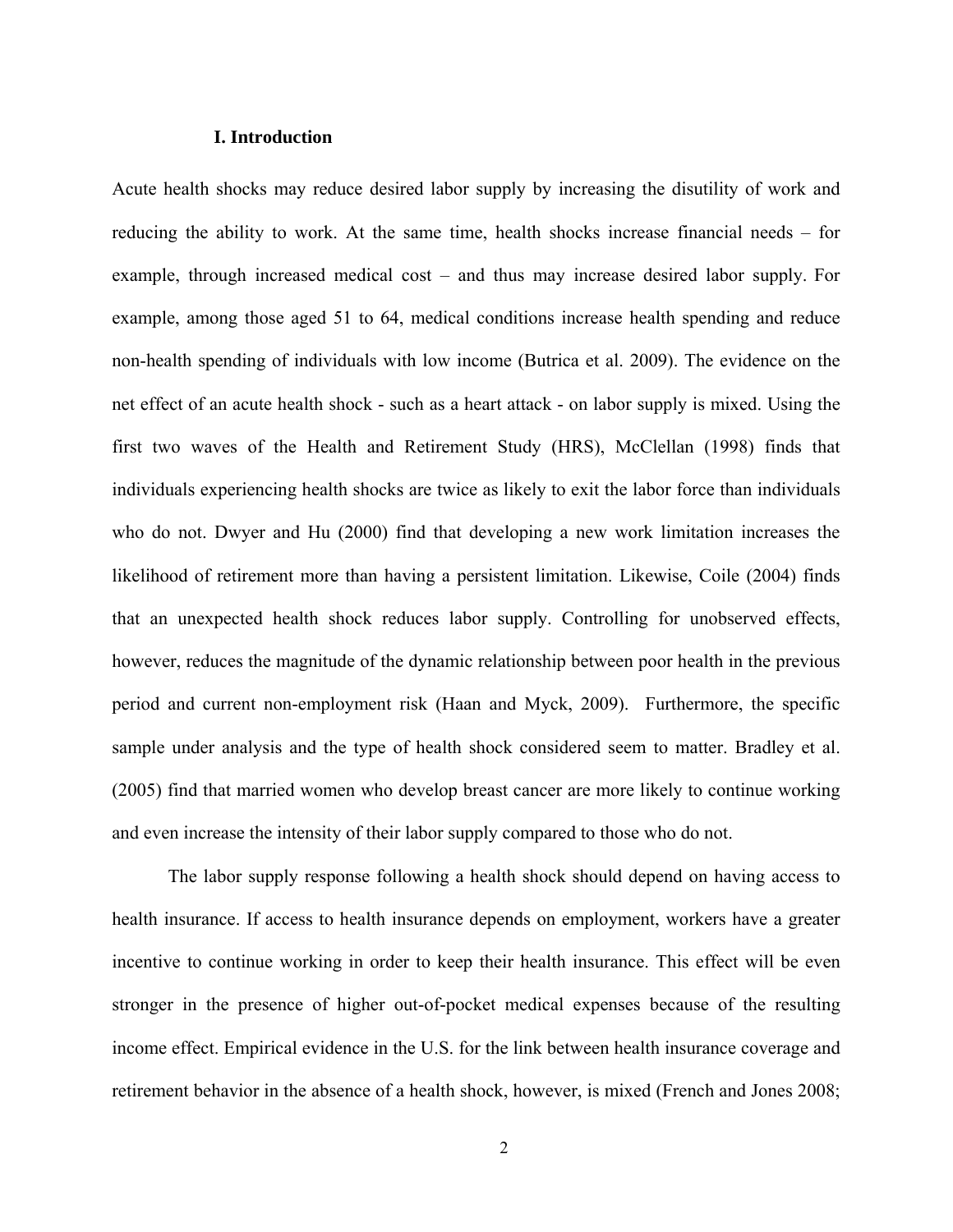## I. Introduction

Acute health shocks may reduce desired labor supply by increasing the disutility of work and reducing the ability to work. At the same time, health shocks increase financial needs – for example, through increased medical cost – and thus may increase desired labor supply. For example, among those aged 51 to 64, medical conditions increase health spending and reduce non-health spending of individuals with low income (Butrica et al. 2009). The evidence on the net effect of an acute health shock - such as a heart attack - on labor supply is mixed. Using the first two waves of the Health and Retirement Study (HRS), McClellan (1998) finds that individuals experiencing health shocks are twice as likely to exit the labor force than individuals who do not. Dwyer and Hu (2000) find that developing a new work limitation increases the likelihood of retirement more than having a persistent limitation. Likewise, Coile (2004) finds that an unexpected health shock reduces labor supply. Controlling for unobserved effects, however, reduces the magnitude of the dynamic relationship between poor health in the previous period and current non-employment risk (Haan and Myck, 2009). Furthermore, the specific sample under analysis and the type of health shock considered seem to matter. Bradley et al. (2005) find that married women who develop breast cancer are more likely to continue working and even increase the intensity of their labor supply compared to those who do not.

The labor supply response following a health shock should depend on having access to health insurance. If access to health insurance depends on employment, workers have a greater incentive to continue working in order to keep their health insurance. This effect will be even stronger in the presence of higher out-of-pocket medical expenses because of the resulting income effect. Empirical evidence in the U.S. for the link between health insurance coverage and retirement behavior in the absence of a health shock, however, is mixed (French and Jones 2008;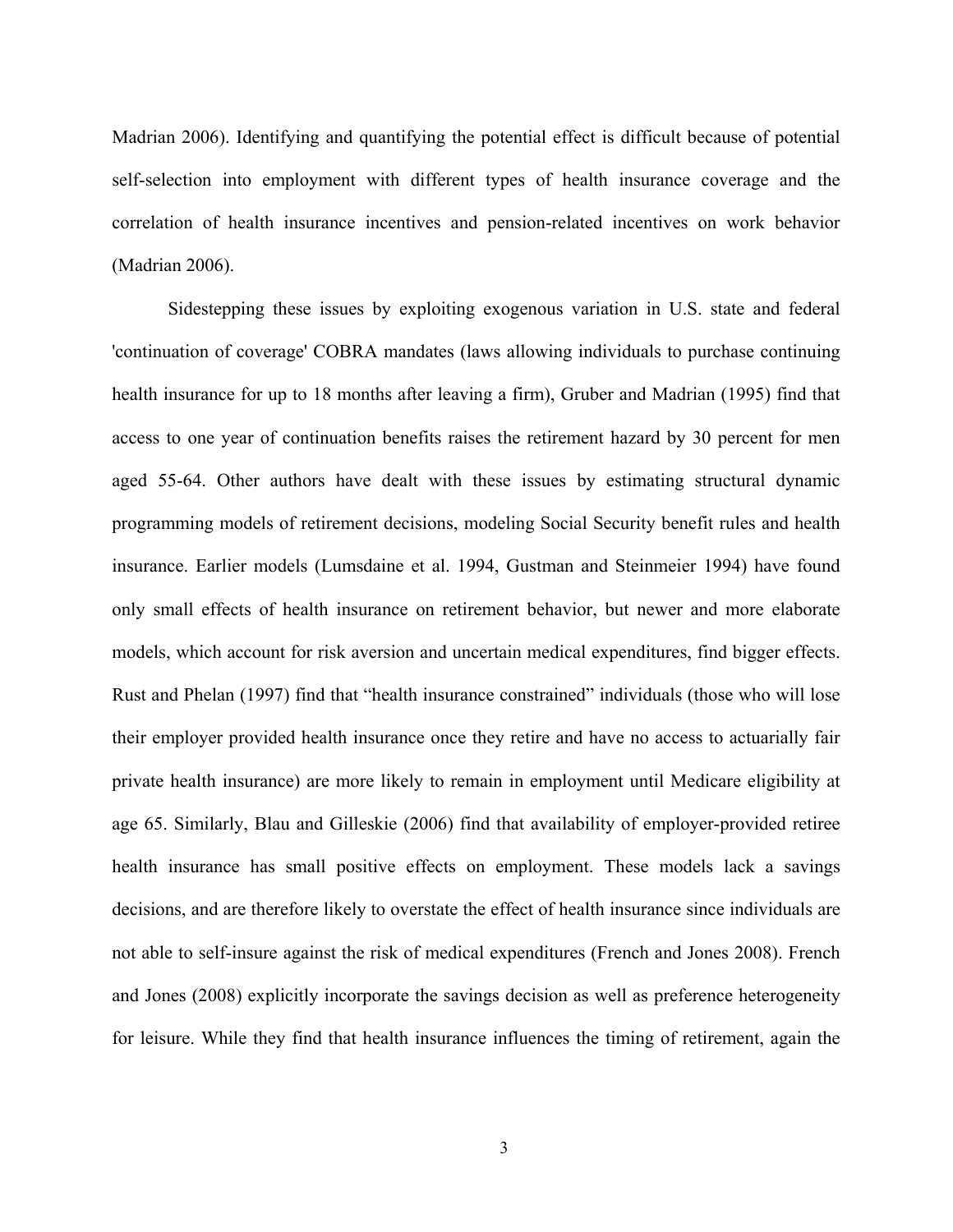Madrian 2006). Identifying and quantifying the potential effect is difficult because of potential self-selection into employment with different types of health insurance coverage and the correlation of health insurance incentives and pension-related incentives on work behavior (Madrian 2006).

Sidestepping these issues by exploiting exogenous variation in U.S. state and federal 'continuation of coverage' COBRA mandates (laws allowing individuals to purchase continuing health insurance for up to 18 months after leaving a firm), Gruber and Madrian (1995) find that access to one year of continuation benefits raises the retirement hazard by 30 percent for men aged 55-64. Other authors have dealt with these issues by estimating structural dynamic programming models of retirement decisions, modeling Social Security benefit rules and health insurance. Earlier models (Lumsdaine et al. 1994, Gustman and Steinmeier 1994) have found only small effects of health insurance on retirement behavior, but newer and more elaborate models, which account for risk aversion and uncertain medical expenditures, find bigger effects. Rust and Phelan (1997) find that "health insurance constrained" individuals (those who will lose their employer provided health insurance once they retire and have no access to actuarially fair private health insurance) are more likely to remain in employment until Medicare eligibility at age 65. Similarly, Blau and Gilleskie (2006) find that availability of employer-provided retiree health insurance has small positive effects on employment. These models lack a savings decisions, and are therefore likely to overstate the effect of health insurance since individuals are not able to self-insure against the risk of medical expenditures (French and Jones 2008). French and Jones (2008) explicitly incorporate the savings decision as well as preference heterogeneity for leisure. While they find that health insurance influences the timing of retirement, again the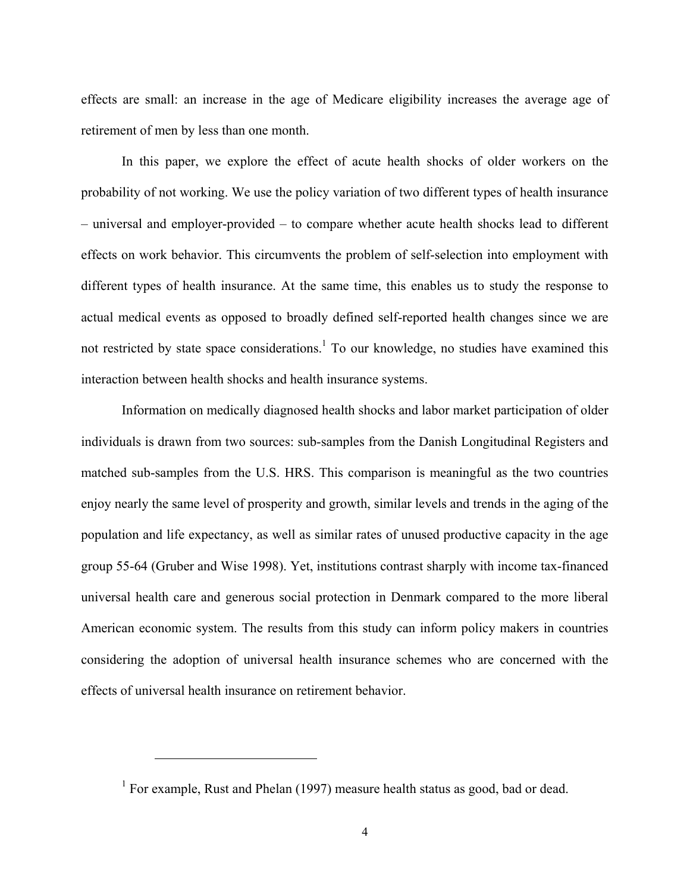effects are small: an increase in the age of Medicare eligibility increases the average age of retirement of men by less than one month.

In this paper, we explore the effect of acute health shocks of older workers on the probability of not working. We use the policy variation of two different types of health insurance – universal and employer-provided – to compare whether acute health shocks lead to different effects on work behavior. This circumvents the problem of self-selection into employment with different types of health insurance. At the same time, this enables us to study the response to actual medical events as opposed to broadly defined self-reported health changes since we are not restricted by state space considerations.[1] To our knowledge, no studies have examined this interaction between health shocks and health insurance systems.

Information on medically diagnosed health shocks and labor market participation of older individuals is drawn from two sources: sub-samples from the Danish Longitudinal Registers and matched sub-samples from the U.S. HRS. This comparison is meaningful as the two countries enjoy nearly the same level of prosperity and growth, similar levels and trends in the aging of the population and life expectancy, as well as similar rates of unused productive capacity in the age group 55-64 (Gruber and Wise 1998). Yet, institutions contrast sharply with income tax-financed universal health care and generous social protection in Denmark compared to the more liberal American economic system. The results from this study can inform policy makers in countries considering the adoption of universal health insurance schemes who are concerned with the effects of universal health insurance on retirement behavior.

[1] For example, Rust and Phelan (1997) measure health status as good, bad or dead.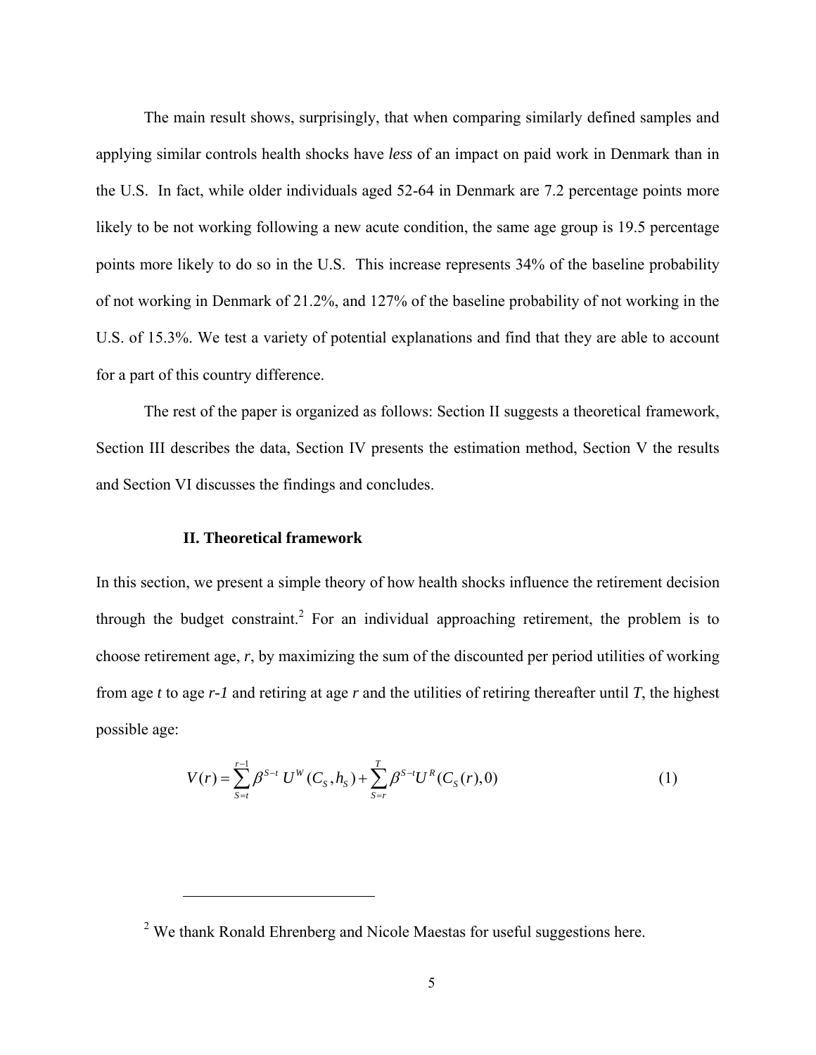The main result shows, surprisingly, that when comparing similarly defined samples and applying similar controls health shocks have *less* of an impact on paid work in Denmark than in the U.S. In fact, while older individuals aged 52-64 in Denmark are 7.2 percentage points more likely to be not working following a new acute condition, the same age group is 19.5 percentage points more likely to do so in the U.S. This increase represents 34% of the baseline probability of not working in Denmark of 21.2%, and 127% of the baseline probability of not working in the U.S. of 15.3%. We test a variety of potential explanations and find that they are able to account for a part of this country difference.

The rest of the paper is organized as follows: Section II suggests a theoretical framework, Section III describes the data, Section IV presents the estimation method, Section V the results and Section VI discusses the findings and concludes.

## II. Theoretical framework

In this section, we present a simple theory of how health shocks influence the retirement decision through the budget constraint.[2] For an individual approaching retirement, the problem is to choose retirement age, *r*, by maximizing the sum of the discounted per period utilities of working from age *t* to age *r-1* and retiring at age *r* and the utilities of retiring thereafter until *T*, the highest possible age:

$$V(r) = \sum_{S=t}^{r-1} \beta^{S-t} \, U^{W}(C_S, h_S) + \sum_{S=r}^{T} \beta^{S-t} U^{R}(C_S(r), 0) \qquad (1)$$

[2] We thank Ronald Ehrenberg and Nicole Maestas for useful suggestions here.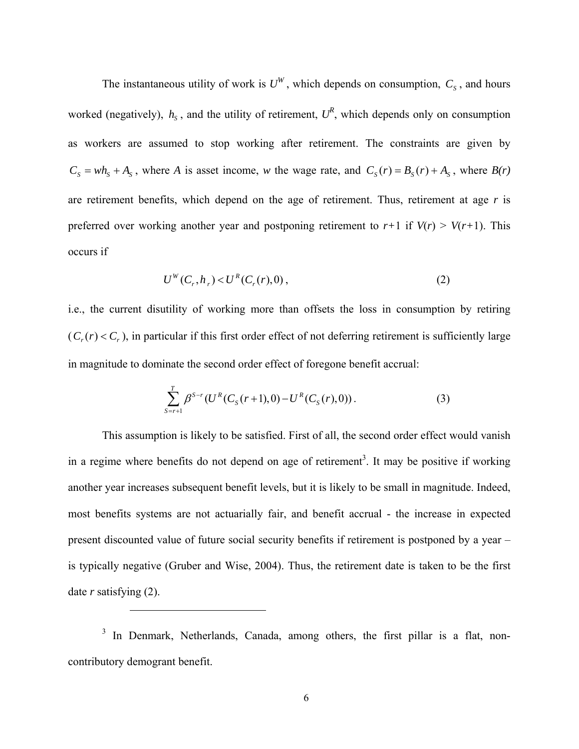The instantaneous utility of work is $U^W$, which depends on consumption, $C_S$, and hours worked (negatively), $h_S$, and the utility of retirement, $U^R$, which depends only on consumption as workers are assumed to stop working after retirement. The constraints are given by $C_S = wh_S + A_S$, where *A* is asset income, *w* the wage rate, and $C_S(r) = B_S(r) + A_S$, where *B(r)* are retirement benefits, which depend on the age of retirement. Thus, retirement at age *r* is preferred over working another year and postponing retirement to *r*+1 if *V*(*r*) > *V*(*r*+1). This occurs if

$$U^W(C_r, h_r) < U^R(C_r(r), 0), \tag{2}$$

i.e., the current disutility of working more than offsets the loss in consumption by retiring ($C_r(r) < C_r$), in particular if this first order effect of not deferring retirement is sufficiently large in magnitude to dominate the second order effect of foregone benefit accrual:

$$\sum_{S=r+1}^{T} \beta^{S-r} (U^R(C_S(r+1), 0) - U^R(C_S(r), 0)). \tag{3}$$

This assumption is likely to be satisfied. First of all, the second order effect would vanish in a regime where benefits do not depend on age of retirement[3]. It may be positive if working another year increases subsequent benefit levels, but it is likely to be small in magnitude. Indeed, most benefits systems are not actuarially fair, and benefit accrual - the increase in expected present discounted value of future social security benefits if retirement is postponed by a year – is typically negative (Gruber and Wise, 2004). Thus, the retirement date is taken to be the first date *r* satisfying (2).

---

[3] In Denmark, Netherlands, Canada, among others, the first pillar is a flat, non-contributory demogrant benefit.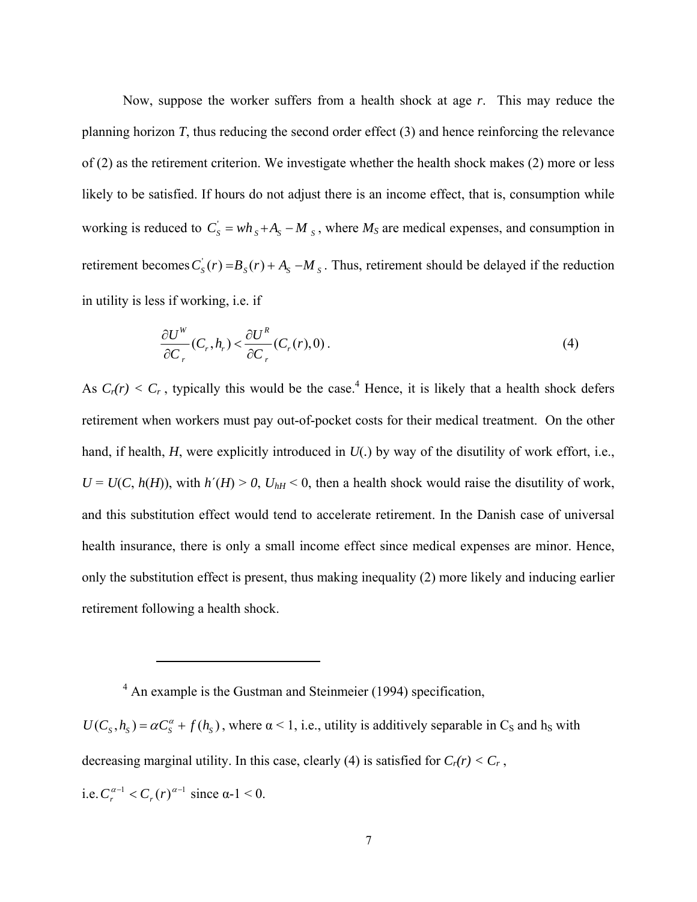Now, suppose the worker suffers from a health shock at age $r$. This may reduce the planning horizon $T$, thus reducing the second order effect (3) and hence reinforcing the relevance of (2) as the retirement criterion. We investigate whether the health shock makes (2) more or less likely to be satisfied. If hours do not adjust there is an income effect, that is, consumption while working is reduced to $C_S^{'} = wh_S + A_S - M_S$, where $M_S$ are medical expenses, and consumption in retirement becomes $C_S^{'}(r) = B_S(r) + A_S - M_S$. Thus, retirement should be delayed if the reduction in utility is less if working, i.e. if

$$\frac{\partial U^W}{\partial C_r}(C_r, h_r) < \frac{\partial U^R}{\partial C_r}(C_r(r), 0). \tag{4}$$

As $C_r(r) < C_r$, typically this would be the case.[4] Hence, it is likely that a health shock defers retirement when workers must pay out-of-pocket costs for their medical treatment. On the other hand, if health, $H$, were explicitly introduced in $U(.)$ by way of the disutility of work effort, i.e., $U = U(C, h(H))$, with $h'(H) > 0$, $U_{hH} < 0$, then a health shock would raise the disutility of work, and this substitution effect would tend to accelerate retirement. In the Danish case of universal health insurance, there is only a small income effect since medical expenses are minor. Hence, only the substitution effect is present, thus making inequality (2) more likely and inducing earlier retirement following a health shock.

---

[4] An example is the Gustman and Steinmeier (1994) specification, $U(C_S, h_S) = \alpha C_S^{\alpha} + f(h_S)$, where $\alpha < 1$, i.e., utility is additively separable in $C_S$ and $h_S$ with decreasing marginal utility. In this case, clearly (4) is satisfied for $C_r(r) < C_r$, i.e. $C_r^{\alpha-1} < C_r(r)^{\alpha-1}$ since $\alpha - 1 < 0$.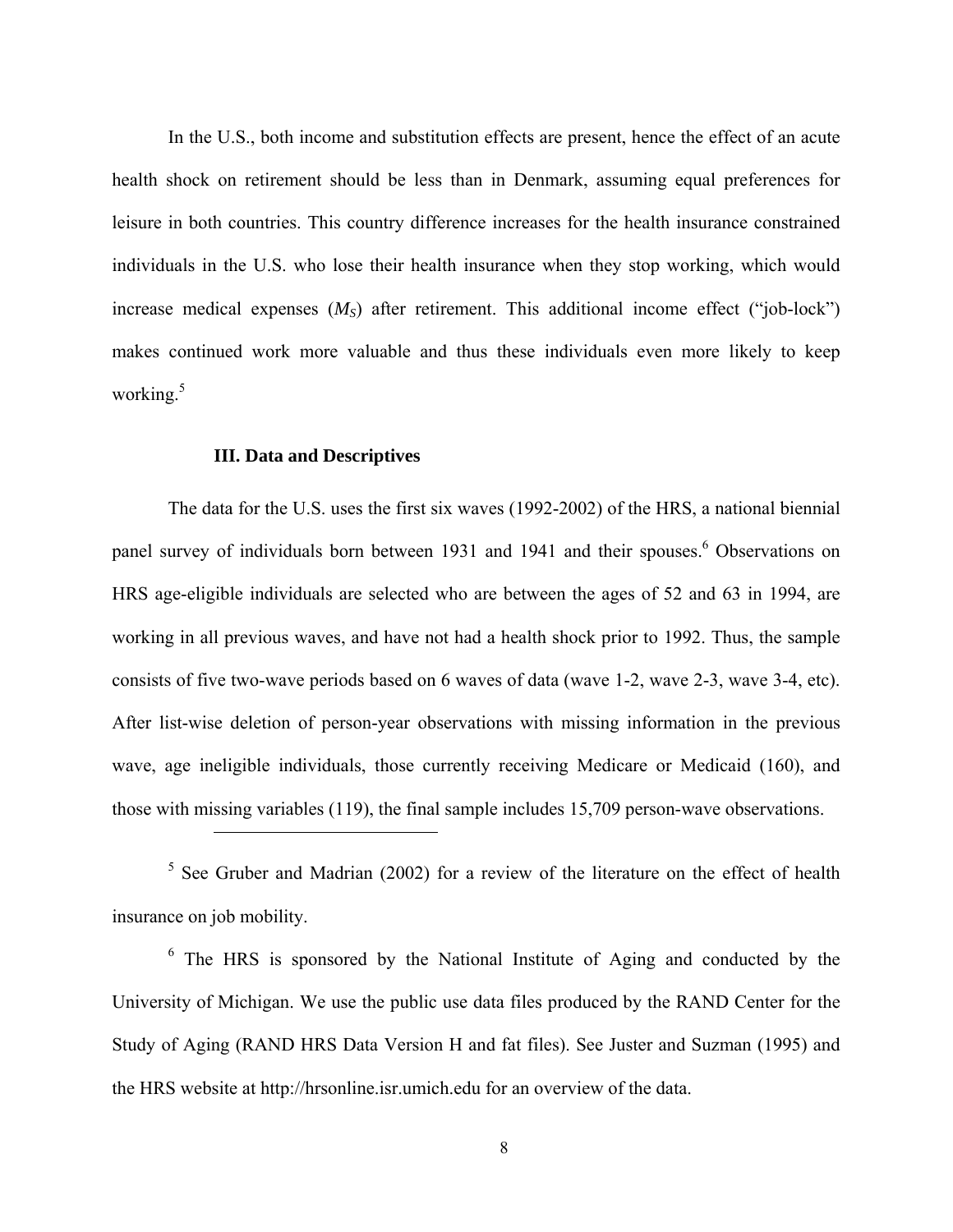In the U.S., both income and substitution effects are present, hence the effect of an acute health shock on retirement should be less than in Denmark, assuming equal preferences for leisure in both countries. This country difference increases for the health insurance constrained individuals in the U.S. who lose their health insurance when they stop working, which would increase medical expenses ($M_S$) after retirement. This additional income effect ("job-lock") makes continued work more valuable and thus these individuals even more likely to keep working.[5]

### III. Data and Descriptives

The data for the U.S. uses the first six waves (1992-2002) of the HRS, a national biennial panel survey of individuals born between 1931 and 1941 and their spouses.[6] Observations on HRS age-eligible individuals are selected who are between the ages of 52 and 63 in 1994, are working in all previous waves, and have not had a health shock prior to 1992. Thus, the sample consists of five two-wave periods based on 6 waves of data (wave 1-2, wave 2-3, wave 3-4, etc). After list-wise deletion of person-year observations with missing information in the previous wave, age ineligible individuals, those currently receiving Medicare or Medicaid (160), and those with missing variables (119), the final sample includes 15,709 person-wave observations.

---

[5] See Gruber and Madrian (2002) for a review of the literature on the effect of health insurance on job mobility.

[6] The HRS is sponsored by the National Institute of Aging and conducted by the University of Michigan. We use the public use data files produced by the RAND Center for the Study of Aging (RAND HRS Data Version H and fat files). See Juster and Suzman (1995) and the HRS website at http://hrsonline.isr.umich.edu for an overview of the data.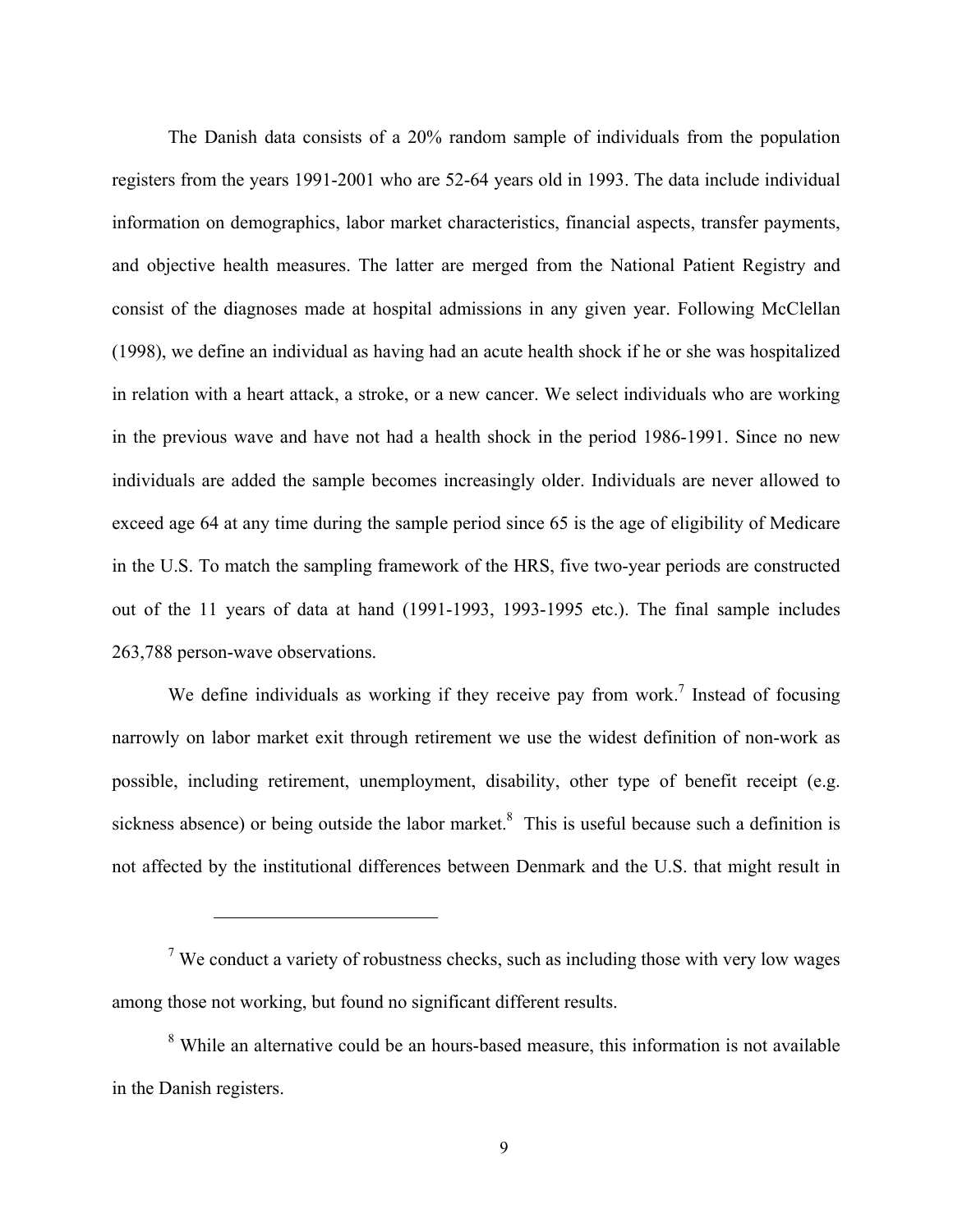The Danish data consists of a 20% random sample of individuals from the population registers from the years 1991-2001 who are 52-64 years old in 1993. The data include individual information on demographics, labor market characteristics, financial aspects, transfer payments, and objective health measures. The latter are merged from the National Patient Registry and consist of the diagnoses made at hospital admissions in any given year. Following McClellan (1998), we define an individual as having had an acute health shock if he or she was hospitalized in relation with a heart attack, a stroke, or a new cancer. We select individuals who are working in the previous wave and have not had a health shock in the period 1986-1991. Since no new individuals are added the sample becomes increasingly older. Individuals are never allowed to exceed age 64 at any time during the sample period since 65 is the age of eligibility of Medicare in the U.S. To match the sampling framework of the HRS, five two-year periods are constructed out of the 11 years of data at hand (1991-1993, 1993-1995 etc.). The final sample includes 263,788 person-wave observations.

We define individuals as working if they receive pay from work.[7] Instead of focusing narrowly on labor market exit through retirement we use the widest definition of non-work as possible, including retirement, unemployment, disability, other type of benefit receipt (e.g. sickness absence) or being outside the labor market.[8] This is useful because such a definition is not affected by the institutional differences between Denmark and the U.S. that might result in

---

[7] We conduct a variety of robustness checks, such as including those with very low wages among those not working, but found no significant different results.

[8] While an alternative could be an hours-based measure, this information is not available in the Danish registers.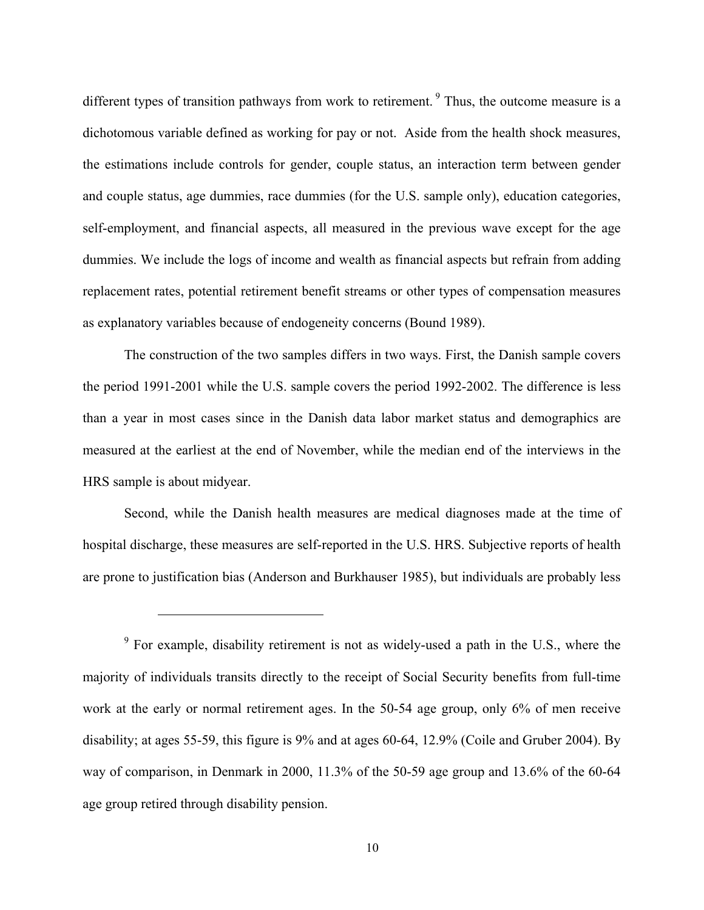different types of transition pathways from work to retirement.[9] Thus, the outcome measure is a dichotomous variable defined as working for pay or not. Aside from the health shock measures, the estimations include controls for gender, couple status, an interaction term between gender and couple status, age dummies, race dummies (for the U.S. sample only), education categories, self-employment, and financial aspects, all measured in the previous wave except for the age dummies. We include the logs of income and wealth as financial aspects but refrain from adding replacement rates, potential retirement benefit streams or other types of compensation measures as explanatory variables because of endogeneity concerns (Bound 1989).

The construction of the two samples differs in two ways. First, the Danish sample covers the period 1991-2001 while the U.S. sample covers the period 1992-2002. The difference is less than a year in most cases since in the Danish data labor market status and demographics are measured at the earliest at the end of November, while the median end of the interviews in the HRS sample is about midyear.

Second, while the Danish health measures are medical diagnoses made at the time of hospital discharge, these measures are self-reported in the U.S. HRS. Subjective reports of health are prone to justification bias (Anderson and Burkhauser 1985), but individuals are probably less

---

[9] For example, disability retirement is not as widely-used a path in the U.S., where the majority of individuals transits directly to the receipt of Social Security benefits from full-time work at the early or normal retirement ages. In the 50-54 age group, only 6% of men receive disability; at ages 55-59, this figure is 9% and at ages 60-64, 12.9% (Coile and Gruber 2004). By way of comparison, in Denmark in 2000, 11.3% of the 50-59 age group and 13.6% of the 60-64 age group retired through disability pension.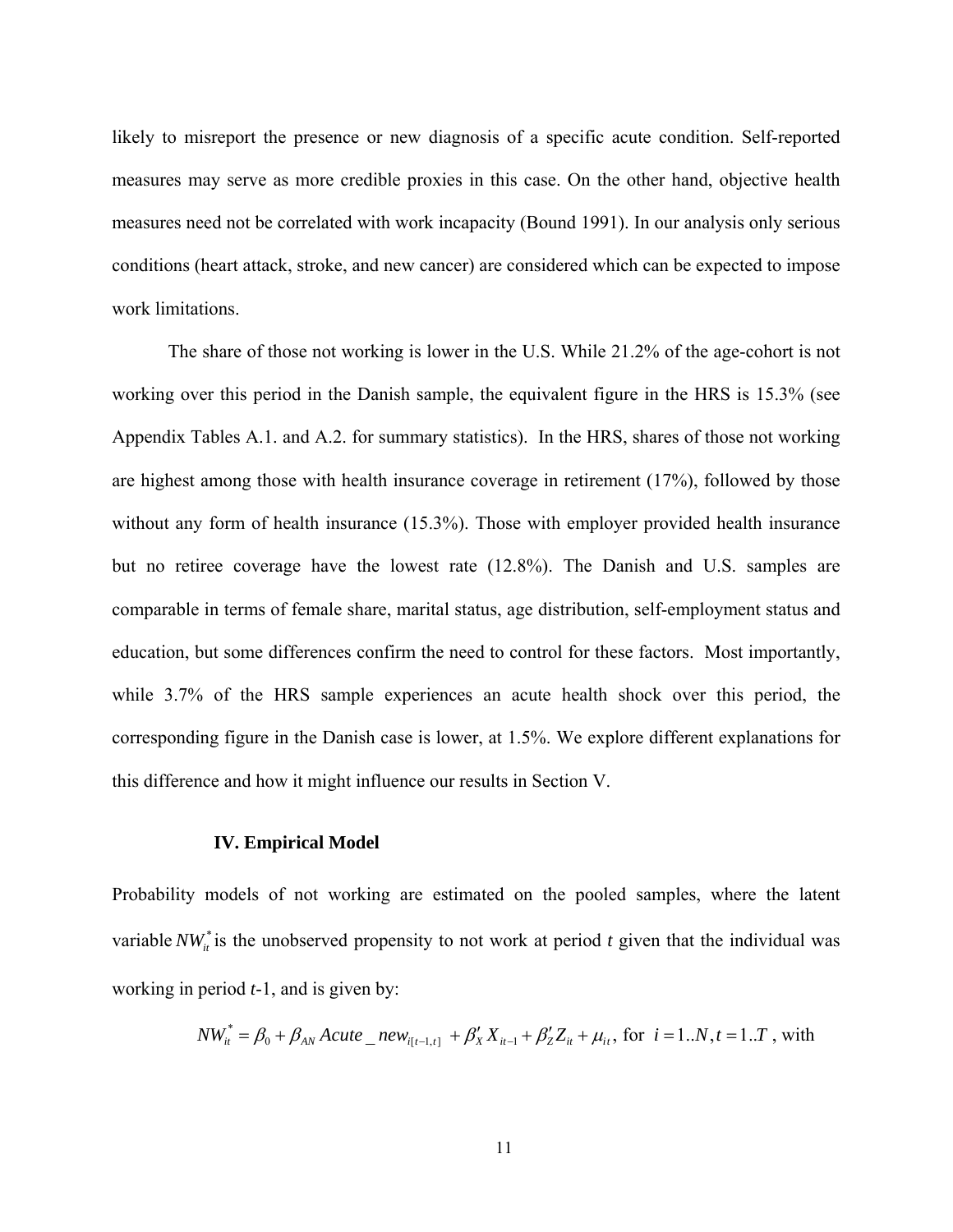likely to misreport the presence or new diagnosis of a specific acute condition. Self-reported measures may serve as more credible proxies in this case. On the other hand, objective health measures need not be correlated with work incapacity (Bound 1991). In our analysis only serious conditions (heart attack, stroke, and new cancer) are considered which can be expected to impose work limitations.

The share of those not working is lower in the U.S. While 21.2% of the age-cohort is not working over this period in the Danish sample, the equivalent figure in the HRS is 15.3% (see Appendix Tables A.1. and A.2. for summary statistics). In the HRS, shares of those not working are highest among those with health insurance coverage in retirement (17%), followed by those without any form of health insurance (15.3%). Those with employer provided health insurance but no retiree coverage have the lowest rate (12.8%). The Danish and U.S. samples are comparable in terms of female share, marital status, age distribution, self-employment status and education, but some differences confirm the need to control for these factors. Most importantly, while 3.7% of the HRS sample experiences an acute health shock over this period, the corresponding figure in the Danish case is lower, at 1.5%. We explore different explanations for this difference and how it might influence our results in Section V.

## IV. Empirical Model

Probability models of not working are estimated on the pooled samples, where the latent variable $NW_{it}^{*}$ is the unobserved propensity to not work at period *t* given that the individual was working in period *t*-1, and is given by:

$$NW_{it}^{*} = \beta_0 + \beta_{AN}\, Acute\_new_{i[t-1,t]} + \beta_X' X_{it-1} + \beta_Z' Z_{it} + \mu_{it}, \text{ for } i = 1..N, t = 1..T \text{ , with}$$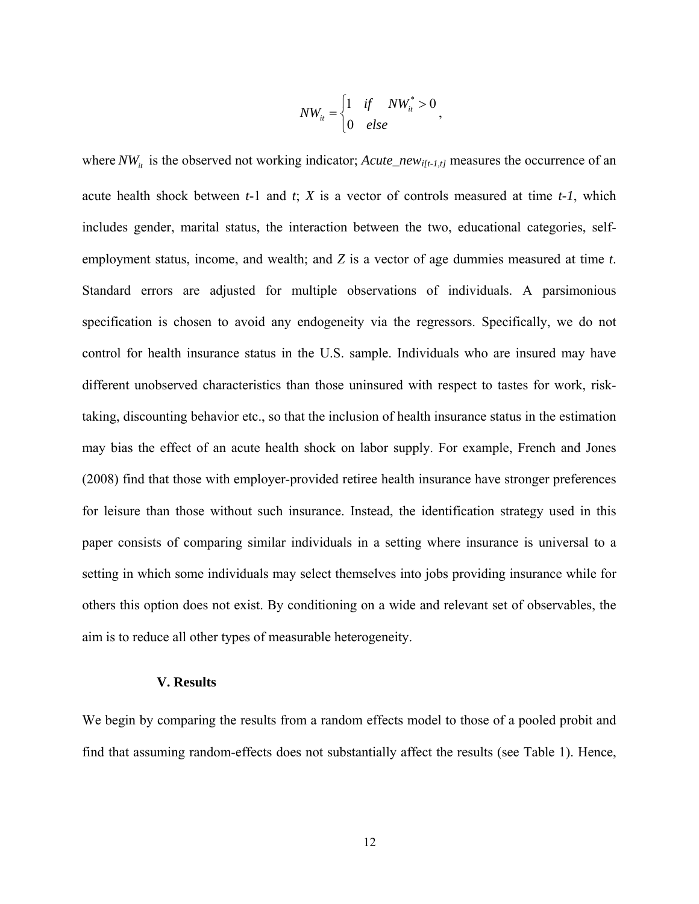$$NW_{it} = \begin{cases} 1 & if \quad NW_{it}^{*} > 0 \\ 0 & else \end{cases},$$

where $NW_{it}$ is the observed not working indicator; $Acute\_new_{i[t-1,t]}$ measures the occurrence of an acute health shock between $t$-1 and $t$; $X$ is a vector of controls measured at time $t$-1, which includes gender, marital status, the interaction between the two, educational categories, self-employment status, income, and wealth; and $Z$ is a vector of age dummies measured at time $t$. Standard errors are adjusted for multiple observations of individuals. A parsimonious specification is chosen to avoid any endogeneity via the regressors. Specifically, we do not control for health insurance status in the U.S. sample. Individuals who are insured may have different unobserved characteristics than those uninsured with respect to tastes for work, risk-taking, discounting behavior etc., so that the inclusion of health insurance status in the estimation may bias the effect of an acute health shock on labor supply. For example, French and Jones (2008) find that those with employer-provided retiree health insurance have stronger preferences for leisure than those without such insurance. Instead, the identification strategy used in this paper consists of comparing similar individuals in a setting where insurance is universal to a setting in which some individuals may select themselves into jobs providing insurance while for others this option does not exist. By conditioning on a wide and relevant set of observables, the aim is to reduce all other types of measurable heterogeneity.

## V. Results

We begin by comparing the results from a random effects model to those of a pooled probit and find that assuming random-effects does not substantially affect the results (see Table 1). Hence,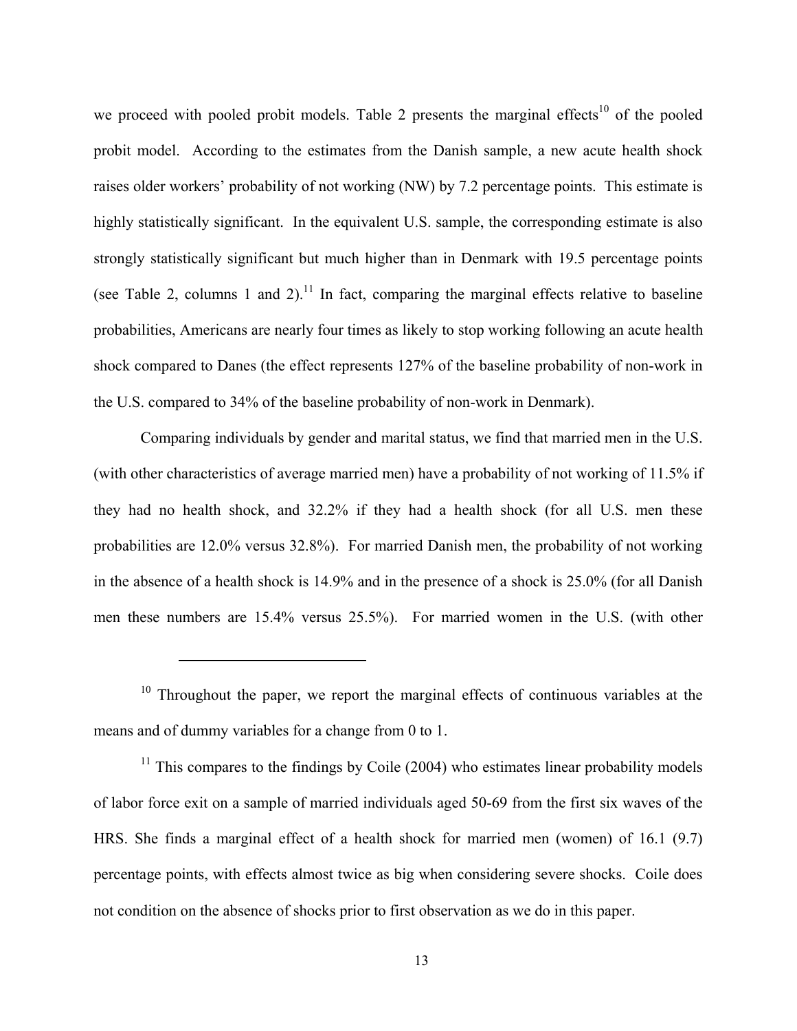we proceed with pooled probit models. Table 2 presents the marginal effects[10] of the pooled probit model. According to the estimates from the Danish sample, a new acute health shock raises older workers' probability of not working (NW) by 7.2 percentage points. This estimate is highly statistically significant. In the equivalent U.S. sample, the corresponding estimate is also strongly statistically significant but much higher than in Denmark with 19.5 percentage points (see Table 2, columns 1 and 2).[11] In fact, comparing the marginal effects relative to baseline probabilities, Americans are nearly four times as likely to stop working following an acute health shock compared to Danes (the effect represents 127% of the baseline probability of non-work in the U.S. compared to 34% of the baseline probability of non-work in Denmark).

Comparing individuals by gender and marital status, we find that married men in the U.S. (with other characteristics of average married men) have a probability of not working of 11.5% if they had no health shock, and 32.2% if they had a health shock (for all U.S. men these probabilities are 12.0% versus 32.8%). For married Danish men, the probability of not working in the absence of a health shock is 14.9% and in the presence of a shock is 25.0% (for all Danish men these numbers are 15.4% versus 25.5%). For married women in the U.S. (with other

---

[10] Throughout the paper, we report the marginal effects of continuous variables at the means and of dummy variables for a change from 0 to 1.

[11] This compares to the findings by Coile (2004) who estimates linear probability models of labor force exit on a sample of married individuals aged 50-69 from the first six waves of the HRS. She finds a marginal effect of a health shock for married men (women) of 16.1 (9.7) percentage points, with effects almost twice as big when considering severe shocks. Coile does not condition on the absence of shocks prior to first observation as we do in this paper.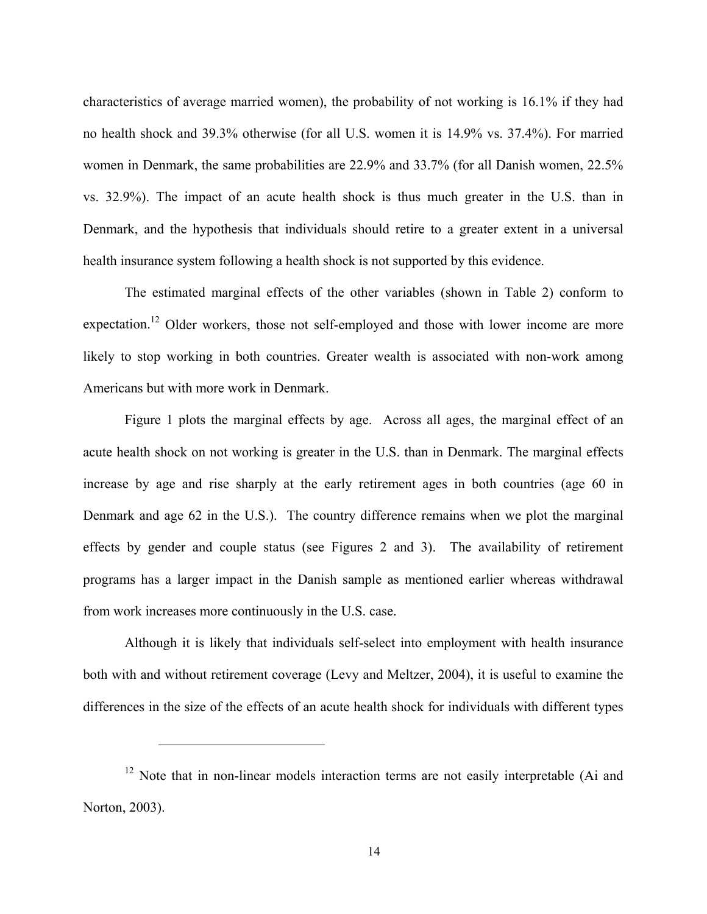characteristics of average married women), the probability of not working is 16.1% if they had no health shock and 39.3% otherwise (for all U.S. women it is 14.9% vs. 37.4%). For married women in Denmark, the same probabilities are 22.9% and 33.7% (for all Danish women, 22.5% vs. 32.9%). The impact of an acute health shock is thus much greater in the U.S. than in Denmark, and the hypothesis that individuals should retire to a greater extent in a universal health insurance system following a health shock is not supported by this evidence.

The estimated marginal effects of the other variables (shown in Table 2) conform to expectation.[12] Older workers, those not self-employed and those with lower income are more likely to stop working in both countries. Greater wealth is associated with non-work among Americans but with more work in Denmark.

Figure 1 plots the marginal effects by age. Across all ages, the marginal effect of an acute health shock on not working is greater in the U.S. than in Denmark. The marginal effects increase by age and rise sharply at the early retirement ages in both countries (age 60 in Denmark and age 62 in the U.S.). The country difference remains when we plot the marginal effects by gender and couple status (see Figures 2 and 3). The availability of retirement programs has a larger impact in the Danish sample as mentioned earlier whereas withdrawal from work increases more continuously in the U.S. case.

Although it is likely that individuals self-select into employment with health insurance both with and without retirement coverage (Levy and Meltzer, 2004), it is useful to examine the differences in the size of the effects of an acute health shock for individuals with different types

---

[12] Note that in non-linear models interaction terms are not easily interpretable (Ai and Norton, 2003).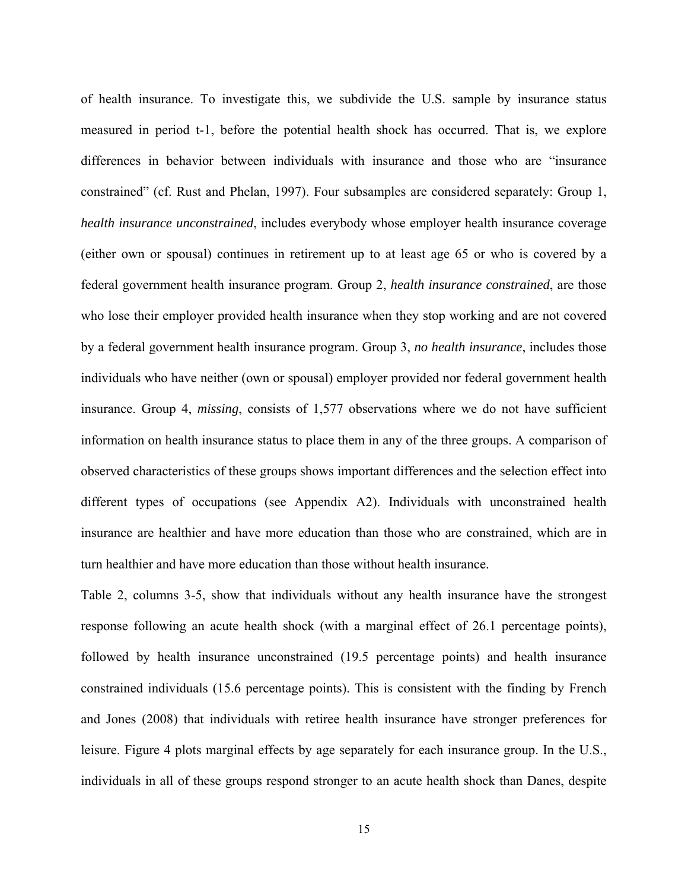of health insurance. To investigate this, we subdivide the U.S. sample by insurance status measured in period t-1, before the potential health shock has occurred. That is, we explore differences in behavior between individuals with insurance and those who are "insurance constrained" (cf. Rust and Phelan, 1997). Four subsamples are considered separately: Group 1, *health insurance unconstrained*, includes everybody whose employer health insurance coverage (either own or spousal) continues in retirement up to at least age 65 or who is covered by a federal government health insurance program. Group 2, *health insurance constrained*, are those who lose their employer provided health insurance when they stop working and are not covered by a federal government health insurance program. Group 3, *no health insurance*, includes those individuals who have neither (own or spousal) employer provided nor federal government health insurance. Group 4, *missing*, consists of 1,577 observations where we do not have sufficient information on health insurance status to place them in any of the three groups. A comparison of observed characteristics of these groups shows important differences and the selection effect into different types of occupations (see Appendix A2). Individuals with unconstrained health insurance are healthier and have more education than those who are constrained, which are in turn healthier and have more education than those without health insurance.

Table 2, columns 3-5, show that individuals without any health insurance have the strongest response following an acute health shock (with a marginal effect of 26.1 percentage points), followed by health insurance unconstrained (19.5 percentage points) and health insurance constrained individuals (15.6 percentage points). This is consistent with the finding by French and Jones (2008) that individuals with retiree health insurance have stronger preferences for leisure. Figure 4 plots marginal effects by age separately for each insurance group. In the U.S., individuals in all of these groups respond stronger to an acute health shock than Danes, despite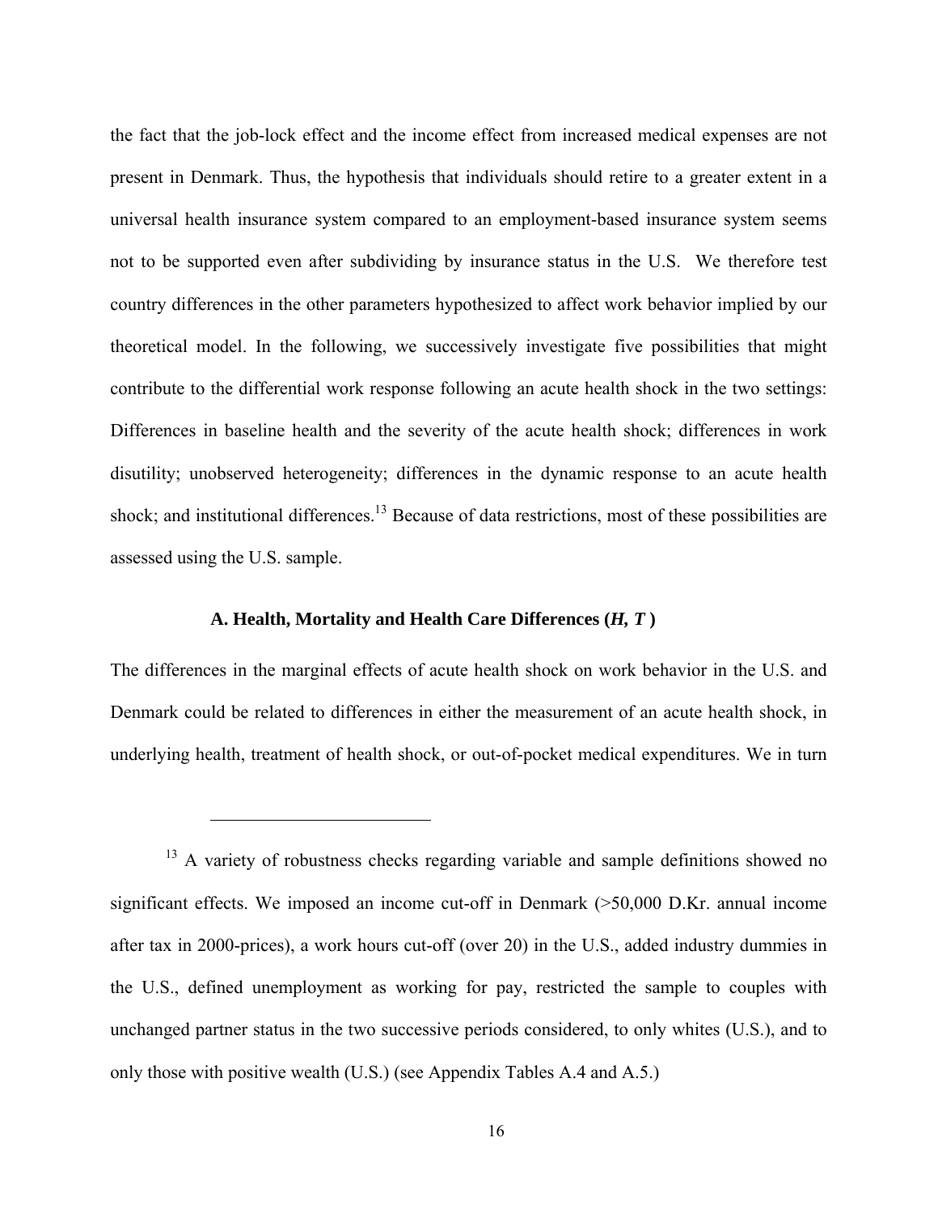the fact that the job-lock effect and the income effect from increased medical expenses are not present in Denmark. Thus, the hypothesis that individuals should retire to a greater extent in a universal health insurance system compared to an employment-based insurance system seems not to be supported even after subdividing by insurance status in the U.S. We therefore test country differences in the other parameters hypothesized to affect work behavior implied by our theoretical model. In the following, we successively investigate five possibilities that might contribute to the differential work response following an acute health shock in the two settings: Differences in baseline health and the severity of the acute health shock; differences in work disutility; unobserved heterogeneity; differences in the dynamic response to an acute health shock; and institutional differences.[13] Because of data restrictions, most of these possibilities are assessed using the U.S. sample.

### A. Health, Mortality and Health Care Differences (*H, T*)

The differences in the marginal effects of acute health shock on work behavior in the U.S. and Denmark could be related to differences in either the measurement of an acute health shock, in underlying health, treatment of health shock, or out-of-pocket medical expenditures. We in turn

---

[13] A variety of robustness checks regarding variable and sample definitions showed no significant effects. We imposed an income cut-off in Denmark (>50,000 D.Kr. annual income after tax in 2000-prices), a work hours cut-off (over 20) in the U.S., added industry dummies in the U.S., defined unemployment as working for pay, restricted the sample to couples with unchanged partner status in the two successive periods considered, to only whites (U.S.), and to only those with positive wealth (U.S.) (see Appendix Tables A.4 and A.5.)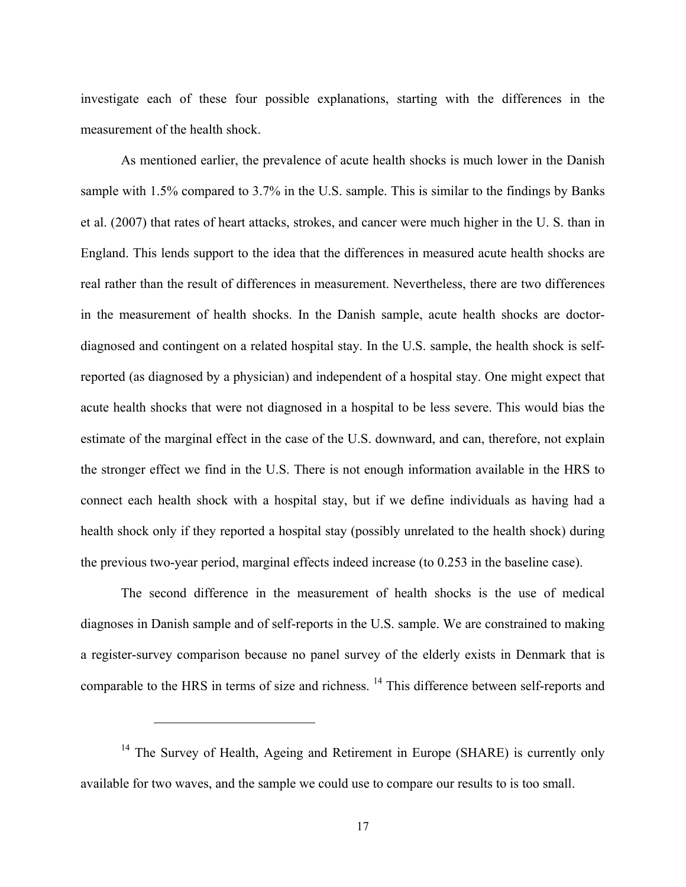investigate each of these four possible explanations, starting with the differences in the measurement of the health shock.

As mentioned earlier, the prevalence of acute health shocks is much lower in the Danish sample with 1.5% compared to 3.7% in the U.S. sample. This is similar to the findings by Banks et al. (2007) that rates of heart attacks, strokes, and cancer were much higher in the U. S. than in England. This lends support to the idea that the differences in measured acute health shocks are real rather than the result of differences in measurement. Nevertheless, there are two differences in the measurement of health shocks. In the Danish sample, acute health shocks are doctor-diagnosed and contingent on a related hospital stay. In the U.S. sample, the health shock is self-reported (as diagnosed by a physician) and independent of a hospital stay. One might expect that acute health shocks that were not diagnosed in a hospital to be less severe. This would bias the estimate of the marginal effect in the case of the U.S. downward, and can, therefore, not explain the stronger effect we find in the U.S. There is not enough information available in the HRS to connect each health shock with a hospital stay, but if we define individuals as having had a health shock only if they reported a hospital stay (possibly unrelated to the health shock) during the previous two-year period, marginal effects indeed increase (to 0.253 in the baseline case).

The second difference in the measurement of health shocks is the use of medical diagnoses in Danish sample and of self-reports in the U.S. sample. We are constrained to making a register-survey comparison because no panel survey of the elderly exists in Denmark that is comparable to the HRS in terms of size and richness. [14] This difference between self-reports and

[14] The Survey of Health, Ageing and Retirement in Europe (SHARE) is currently only available for two waves, and the sample we could use to compare our results to is too small.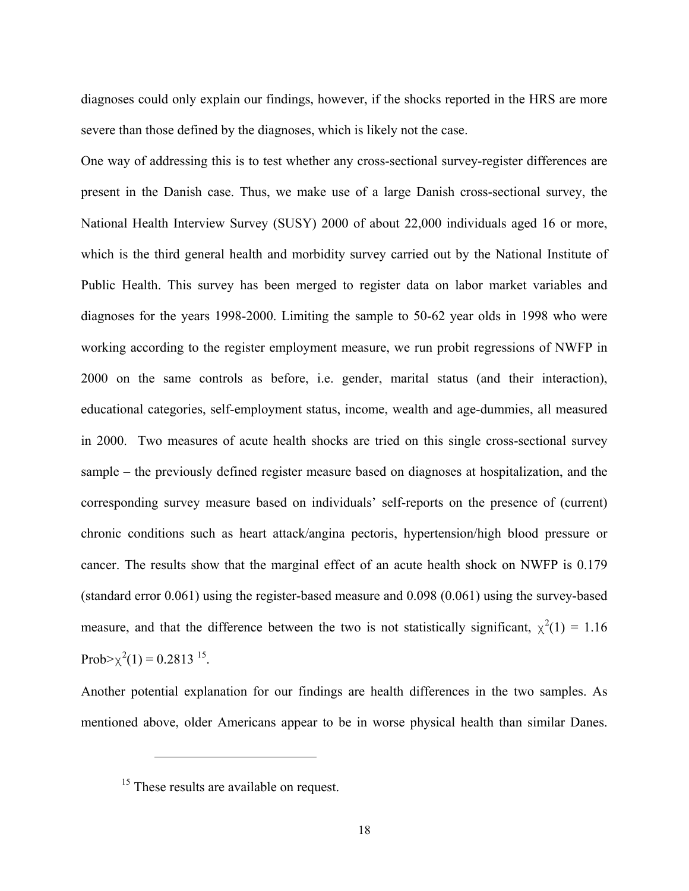diagnoses could only explain our findings, however, if the shocks reported in the HRS are more severe than those defined by the diagnoses, which is likely not the case.

One way of addressing this is to test whether any cross-sectional survey-register differences are present in the Danish case. Thus, we make use of a large Danish cross-sectional survey, the National Health Interview Survey (SUSY) 2000 of about 22,000 individuals aged 16 or more, which is the third general health and morbidity survey carried out by the National Institute of Public Health. This survey has been merged to register data on labor market variables and diagnoses for the years 1998-2000. Limiting the sample to 50-62 year olds in 1998 who were working according to the register employment measure, we run probit regressions of NWFP in 2000 on the same controls as before, i.e. gender, marital status (and their interaction), educational categories, self-employment status, income, wealth and age-dummies, all measured in 2000. Two measures of acute health shocks are tried on this single cross-sectional survey sample – the previously defined register measure based on diagnoses at hospitalization, and the corresponding survey measure based on individuals' self-reports on the presence of (current) chronic conditions such as heart attack/angina pectoris, hypertension/high blood pressure or cancer. The results show that the marginal effect of an acute health shock on NWFP is 0.179 (standard error 0.061) using the register-based measure and 0.098 (0.061) using the survey-based measure, and that the difference between the two is not statistically significant, $\chi^2(1) = 1.16$ $\text{Prob}>\chi^2(1) = 0.2813$ [15].

Another potential explanation for our findings are health differences in the two samples. As mentioned above, older Americans appear to be in worse physical health than similar Danes.

---

[15] These results are available on request.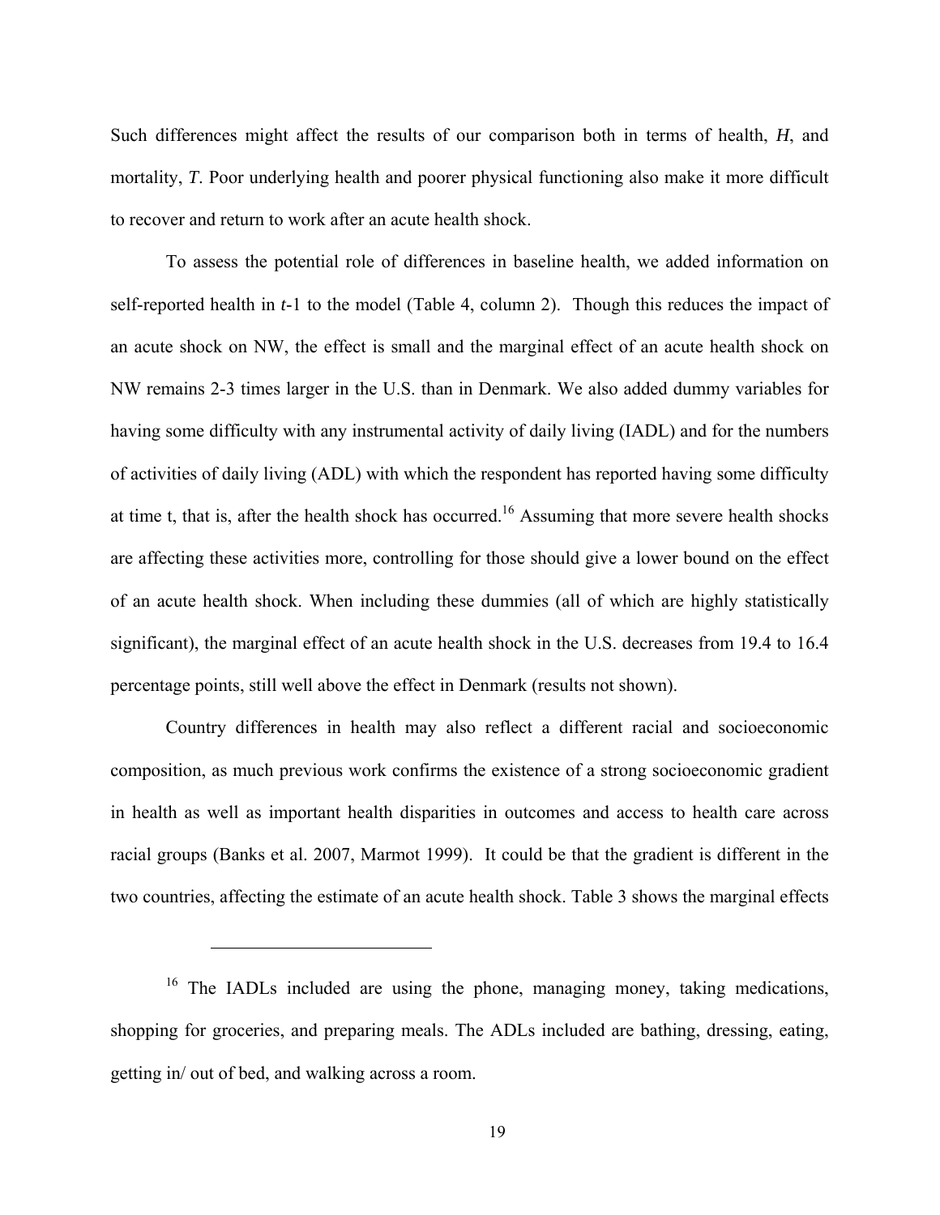Such differences might affect the results of our comparison both in terms of health, *H*, and mortality, *T*. Poor underlying health and poorer physical functioning also make it more difficult to recover and return to work after an acute health shock.

To assess the potential role of differences in baseline health, we added information on self-reported health in *t*-1 to the model (Table 4, column 2). Though this reduces the impact of an acute shock on NW, the effect is small and the marginal effect of an acute health shock on NW remains 2-3 times larger in the U.S. than in Denmark. We also added dummy variables for having some difficulty with any instrumental activity of daily living (IADL) and for the numbers of activities of daily living (ADL) with which the respondent has reported having some difficulty at time t, that is, after the health shock has occurred.[16] Assuming that more severe health shocks are affecting these activities more, controlling for those should give a lower bound on the effect of an acute health shock. When including these dummies (all of which are highly statistically significant), the marginal effect of an acute health shock in the U.S. decreases from 19.4 to 16.4 percentage points, still well above the effect in Denmark (results not shown).

Country differences in health may also reflect a different racial and socioeconomic composition, as much previous work confirms the existence of a strong socioeconomic gradient in health as well as important health disparities in outcomes and access to health care across racial groups (Banks et al. 2007, Marmot 1999). It could be that the gradient is different in the two countries, affecting the estimate of an acute health shock. Table 3 shows the marginal effects

---

[16] The IADLs included are using the phone, managing money, taking medications, shopping for groceries, and preparing meals. The ADLs included are bathing, dressing, eating, getting in/ out of bed, and walking across a room.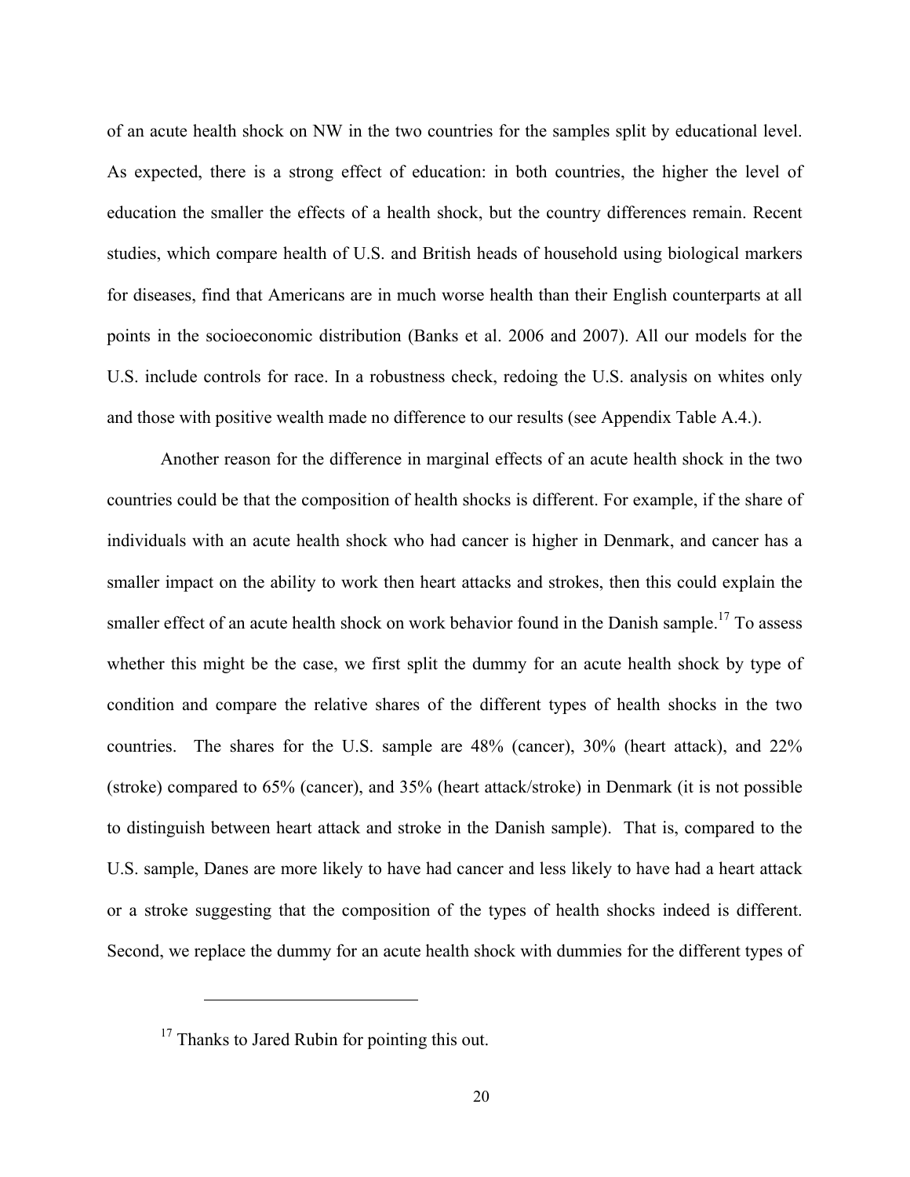of an acute health shock on NW in the two countries for the samples split by educational level. As expected, there is a strong effect of education: in both countries, the higher the level of education the smaller the effects of a health shock, but the country differences remain. Recent studies, which compare health of U.S. and British heads of household using biological markers for diseases, find that Americans are in much worse health than their English counterparts at all points in the socioeconomic distribution (Banks et al. 2006 and 2007). All our models for the U.S. include controls for race. In a robustness check, redoing the U.S. analysis on whites only and those with positive wealth made no difference to our results (see Appendix Table A.4.).

Another reason for the difference in marginal effects of an acute health shock in the two countries could be that the composition of health shocks is different. For example, if the share of individuals with an acute health shock who had cancer is higher in Denmark, and cancer has a smaller impact on the ability to work then heart attacks and strokes, then this could explain the smaller effect of an acute health shock on work behavior found in the Danish sample.[17] To assess whether this might be the case, we first split the dummy for an acute health shock by type of condition and compare the relative shares of the different types of health shocks in the two countries. The shares for the U.S. sample are 48% (cancer), 30% (heart attack), and 22% (stroke) compared to 65% (cancer), and 35% (heart attack/stroke) in Denmark (it is not possible to distinguish between heart attack and stroke in the Danish sample). That is, compared to the U.S. sample, Danes are more likely to have had cancer and less likely to have had a heart attack or a stroke suggesting that the composition of the types of health shocks indeed is different. Second, we replace the dummy for an acute health shock with dummies for the different types of

[17] Thanks to Jared Rubin for pointing this out.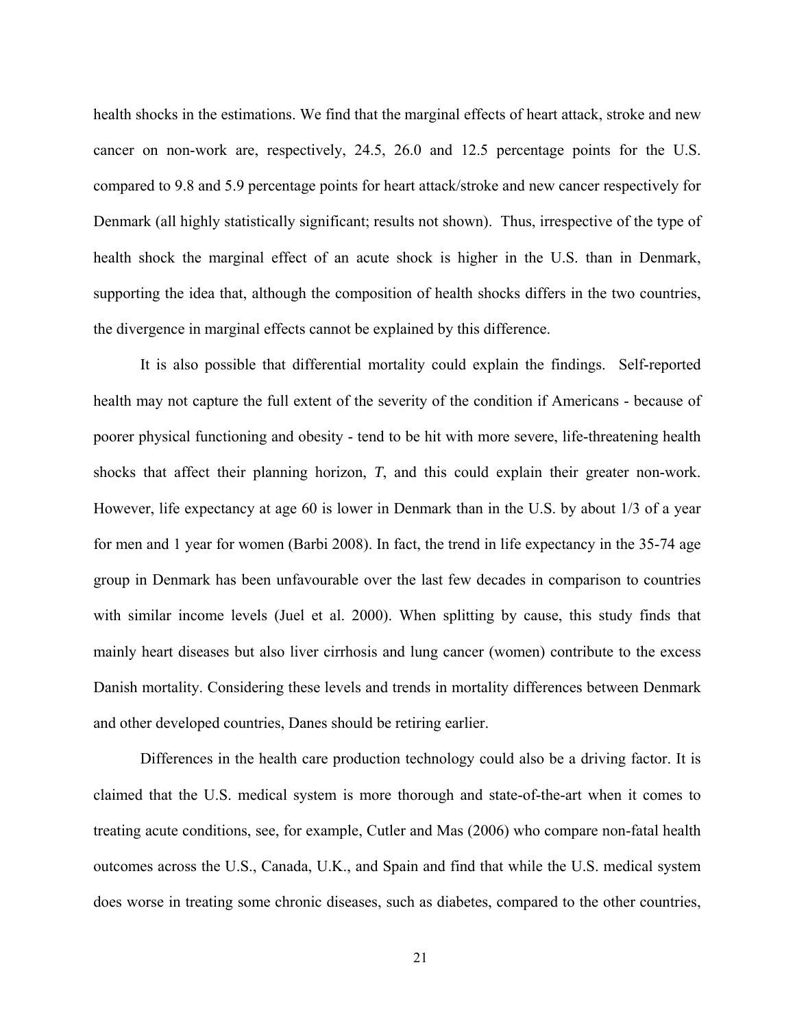health shocks in the estimations. We find that the marginal effects of heart attack, stroke and new cancer on non-work are, respectively, 24.5, 26.0 and 12.5 percentage points for the U.S. compared to 9.8 and 5.9 percentage points for heart attack/stroke and new cancer respectively for Denmark (all highly statistically significant; results not shown). Thus, irrespective of the type of health shock the marginal effect of an acute shock is higher in the U.S. than in Denmark, supporting the idea that, although the composition of health shocks differs in the two countries, the divergence in marginal effects cannot be explained by this difference.

It is also possible that differential mortality could explain the findings. Self-reported health may not capture the full extent of the severity of the condition if Americans - because of poorer physical functioning and obesity - tend to be hit with more severe, life-threatening health shocks that affect their planning horizon, $T$, and this could explain their greater non-work. However, life expectancy at age 60 is lower in Denmark than in the U.S. by about 1/3 of a year for men and 1 year for women (Barbi 2008). In fact, the trend in life expectancy in the 35-74 age group in Denmark has been unfavourable over the last few decades in comparison to countries with similar income levels (Juel et al. 2000). When splitting by cause, this study finds that mainly heart diseases but also liver cirrhosis and lung cancer (women) contribute to the excess Danish mortality. Considering these levels and trends in mortality differences between Denmark and other developed countries, Danes should be retiring earlier.

Differences in the health care production technology could also be a driving factor. It is claimed that the U.S. medical system is more thorough and state-of-the-art when it comes to treating acute conditions, see, for example, Cutler and Mas (2006) who compare non-fatal health outcomes across the U.S., Canada, U.K., and Spain and find that while the U.S. medical system does worse in treating some chronic diseases, such as diabetes, compared to the other countries,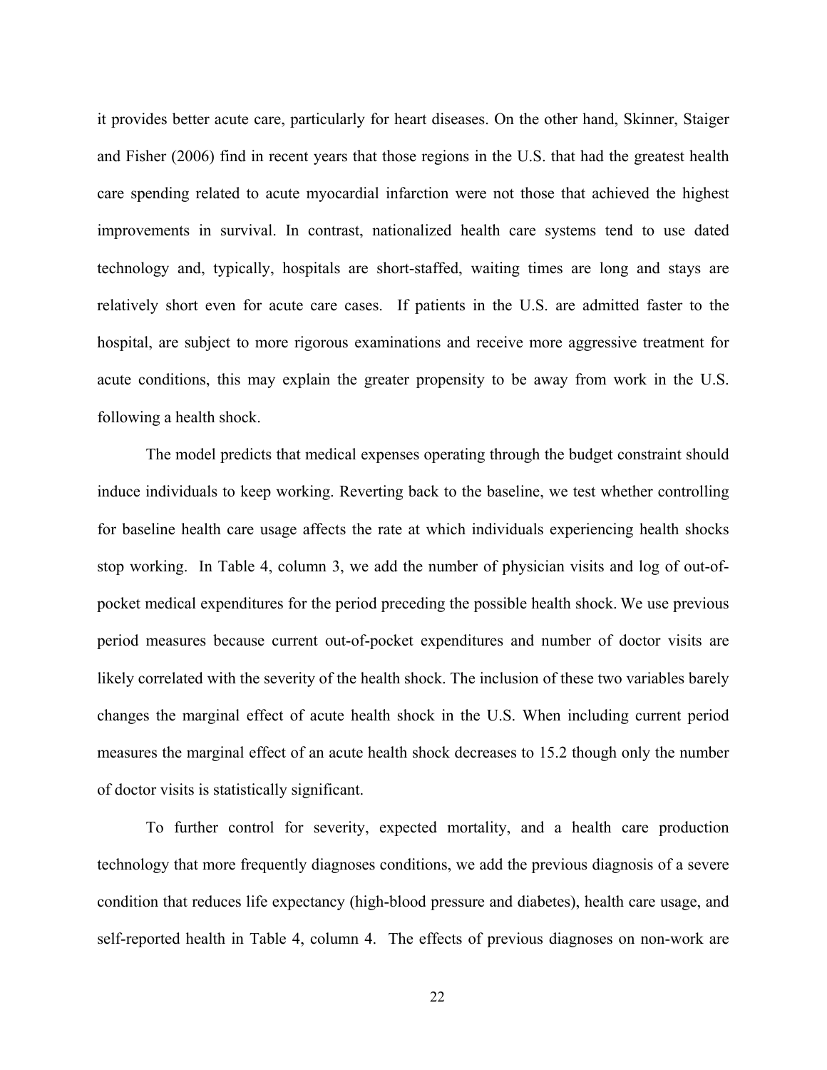it provides better acute care, particularly for heart diseases. On the other hand, Skinner, Staiger and Fisher (2006) find in recent years that those regions in the U.S. that had the greatest health care spending related to acute myocardial infarction were not those that achieved the highest improvements in survival. In contrast, nationalized health care systems tend to use dated technology and, typically, hospitals are short-staffed, waiting times are long and stays are relatively short even for acute care cases. If patients in the U.S. are admitted faster to the hospital, are subject to more rigorous examinations and receive more aggressive treatment for acute conditions, this may explain the greater propensity to be away from work in the U.S. following a health shock.

The model predicts that medical expenses operating through the budget constraint should induce individuals to keep working. Reverting back to the baseline, we test whether controlling for baseline health care usage affects the rate at which individuals experiencing health shocks stop working. In Table 4, column 3, we add the number of physician visits and log of out-of-pocket medical expenditures for the period preceding the possible health shock. We use previous period measures because current out-of-pocket expenditures and number of doctor visits are likely correlated with the severity of the health shock. The inclusion of these two variables barely changes the marginal effect of acute health shock in the U.S. When including current period measures the marginal effect of an acute health shock decreases to 15.2 though only the number of doctor visits is statistically significant.

To further control for severity, expected mortality, and a health care production technology that more frequently diagnoses conditions, we add the previous diagnosis of a severe condition that reduces life expectancy (high-blood pressure and diabetes), health care usage, and self-reported health in Table 4, column 4. The effects of previous diagnoses on non-work are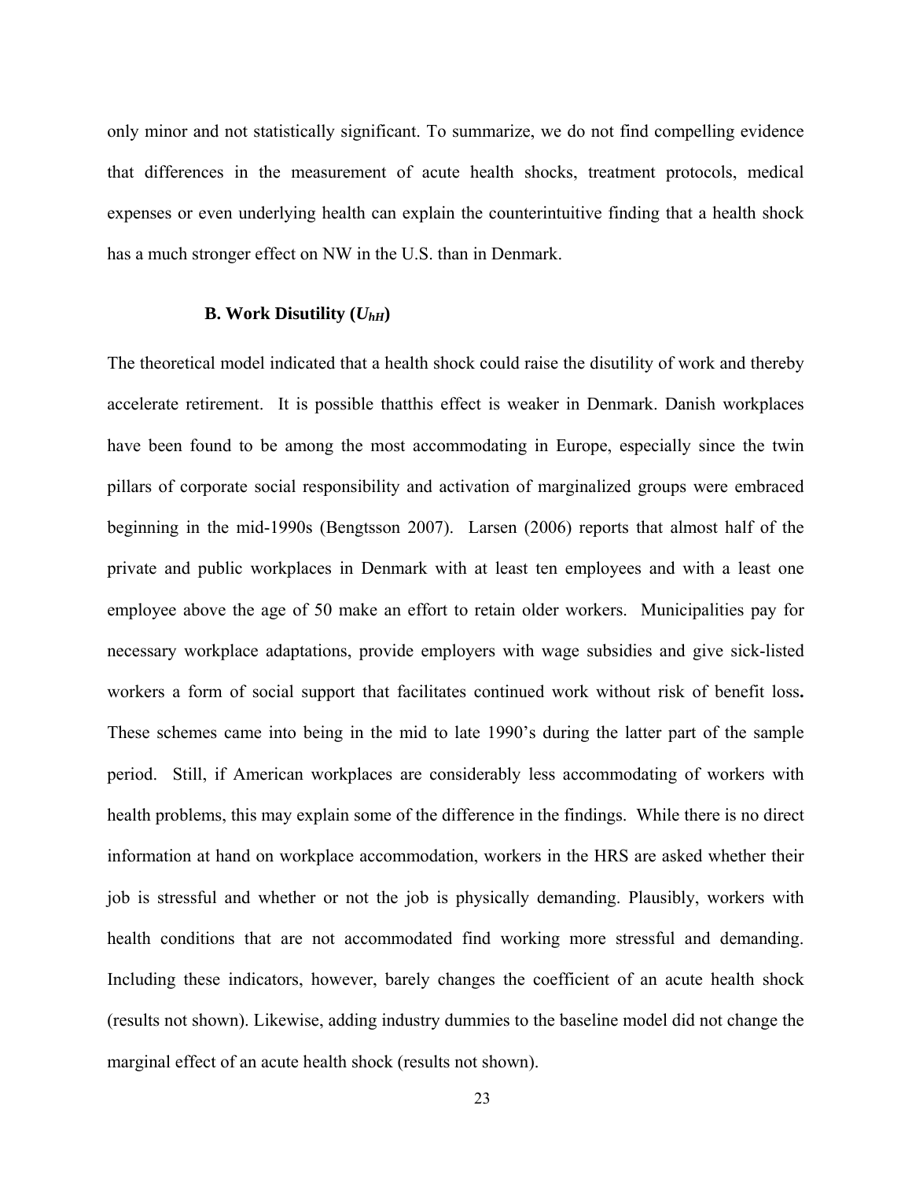only minor and not statistically significant. To summarize, we do not find compelling evidence that differences in the measurement of acute health shocks, treatment protocols, medical expenses or even underlying health can explain the counterintuitive finding that a health shock has a much stronger effect on NW in the U.S. than in Denmark.

### B. Work Disutility ($U_{hH}$)

The theoretical model indicated that a health shock could raise the disutility of work and thereby accelerate retirement. It is possible thatthis effect is weaker in Denmark. Danish workplaces have been found to be among the most accommodating in Europe, especially since the twin pillars of corporate social responsibility and activation of marginalized groups were embraced beginning in the mid-1990s (Bengtsson 2007). Larsen (2006) reports that almost half of the private and public workplaces in Denmark with at least ten employees and with a least one employee above the age of 50 make an effort to retain older workers. Municipalities pay for necessary workplace adaptations, provide employers with wage subsidies and give sick-listed workers a form of social support that facilitates continued work without risk of benefit loss**.** These schemes came into being in the mid to late 1990's during the latter part of the sample period. Still, if American workplaces are considerably less accommodating of workers with health problems, this may explain some of the difference in the findings. While there is no direct information at hand on workplace accommodation, workers in the HRS are asked whether their job is stressful and whether or not the job is physically demanding. Plausibly, workers with health conditions that are not accommodated find working more stressful and demanding. Including these indicators, however, barely changes the coefficient of an acute health shock (results not shown). Likewise, adding industry dummies to the baseline model did not change the marginal effect of an acute health shock (results not shown).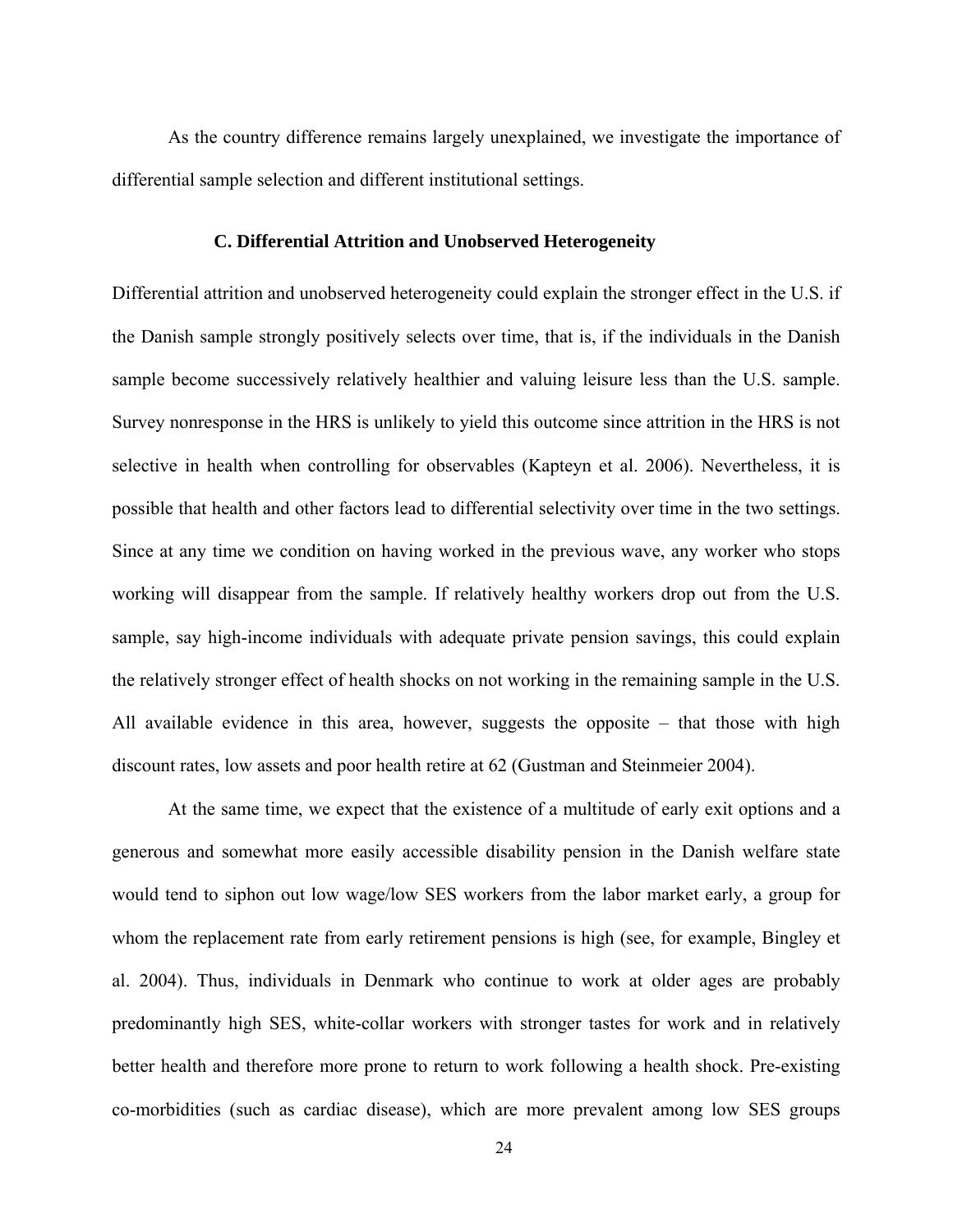As the country difference remains largely unexplained, we investigate the importance of differential sample selection and different institutional settings.

### C. Differential Attrition and Unobserved Heterogeneity

Differential attrition and unobserved heterogeneity could explain the stronger effect in the U.S. if the Danish sample strongly positively selects over time, that is, if the individuals in the Danish sample become successively relatively healthier and valuing leisure less than the U.S. sample. Survey nonresponse in the HRS is unlikely to yield this outcome since attrition in the HRS is not selective in health when controlling for observables (Kapteyn et al. 2006). Nevertheless, it is possible that health and other factors lead to differential selectivity over time in the two settings. Since at any time we condition on having worked in the previous wave, any worker who stops working will disappear from the sample. If relatively healthy workers drop out from the U.S. sample, say high-income individuals with adequate private pension savings, this could explain the relatively stronger effect of health shocks on not working in the remaining sample in the U.S. All available evidence in this area, however, suggests the opposite – that those with high discount rates, low assets and poor health retire at 62 (Gustman and Steinmeier 2004).

At the same time, we expect that the existence of a multitude of early exit options and a generous and somewhat more easily accessible disability pension in the Danish welfare state would tend to siphon out low wage/low SES workers from the labor market early, a group for whom the replacement rate from early retirement pensions is high (see, for example, Bingley et al. 2004). Thus, individuals in Denmark who continue to work at older ages are probably predominantly high SES, white-collar workers with stronger tastes for work and in relatively better health and therefore more prone to return to work following a health shock. Pre-existing co-morbidities (such as cardiac disease), which are more prevalent among low SES groups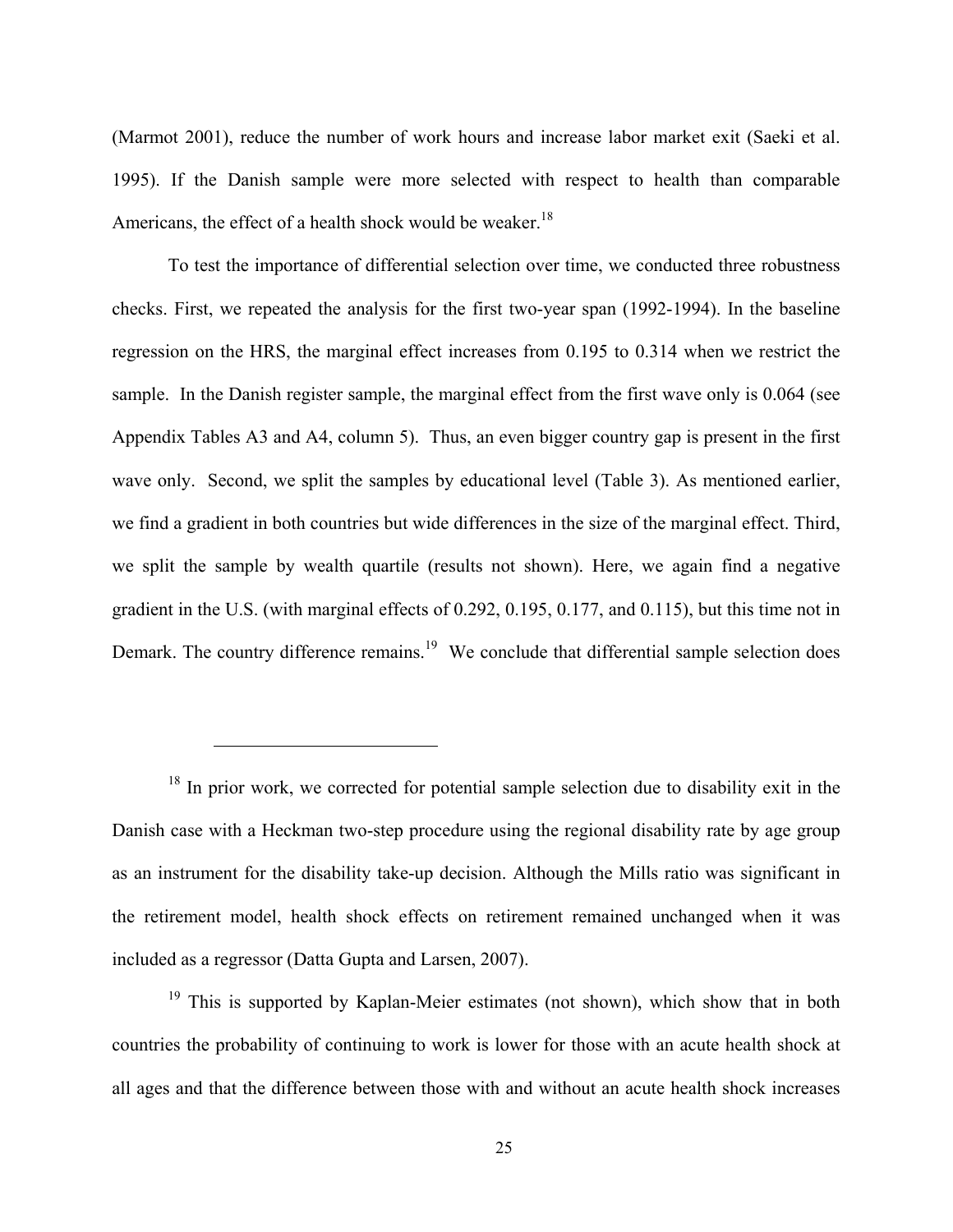(Marmot 2001), reduce the number of work hours and increase labor market exit (Saeki et al. 1995). If the Danish sample were more selected with respect to health than comparable Americans, the effect of a health shock would be weaker.[18]

To test the importance of differential selection over time, we conducted three robustness checks. First, we repeated the analysis for the first two-year span (1992-1994). In the baseline regression on the HRS, the marginal effect increases from 0.195 to 0.314 when we restrict the sample. In the Danish register sample, the marginal effect from the first wave only is 0.064 (see Appendix Tables A3 and A4, column 5). Thus, an even bigger country gap is present in the first wave only. Second, we split the samples by educational level (Table 3). As mentioned earlier, we find a gradient in both countries but wide differences in the size of the marginal effect. Third, we split the sample by wealth quartile (results not shown). Here, we again find a negative gradient in the U.S. (with marginal effects of 0.292, 0.195, 0.177, and 0.115), but this time not in Demark. The country difference remains.[19] We conclude that differential sample selection does

[18] In prior work, we corrected for potential sample selection due to disability exit in the Danish case with a Heckman two-step procedure using the regional disability rate by age group as an instrument for the disability take-up decision. Although the Mills ratio was significant in the retirement model, health shock effects on retirement remained unchanged when it was included as a regressor (Datta Gupta and Larsen, 2007).

[19] This is supported by Kaplan-Meier estimates (not shown), which show that in both countries the probability of continuing to work is lower for those with an acute health shock at all ages and that the difference between those with and without an acute health shock increases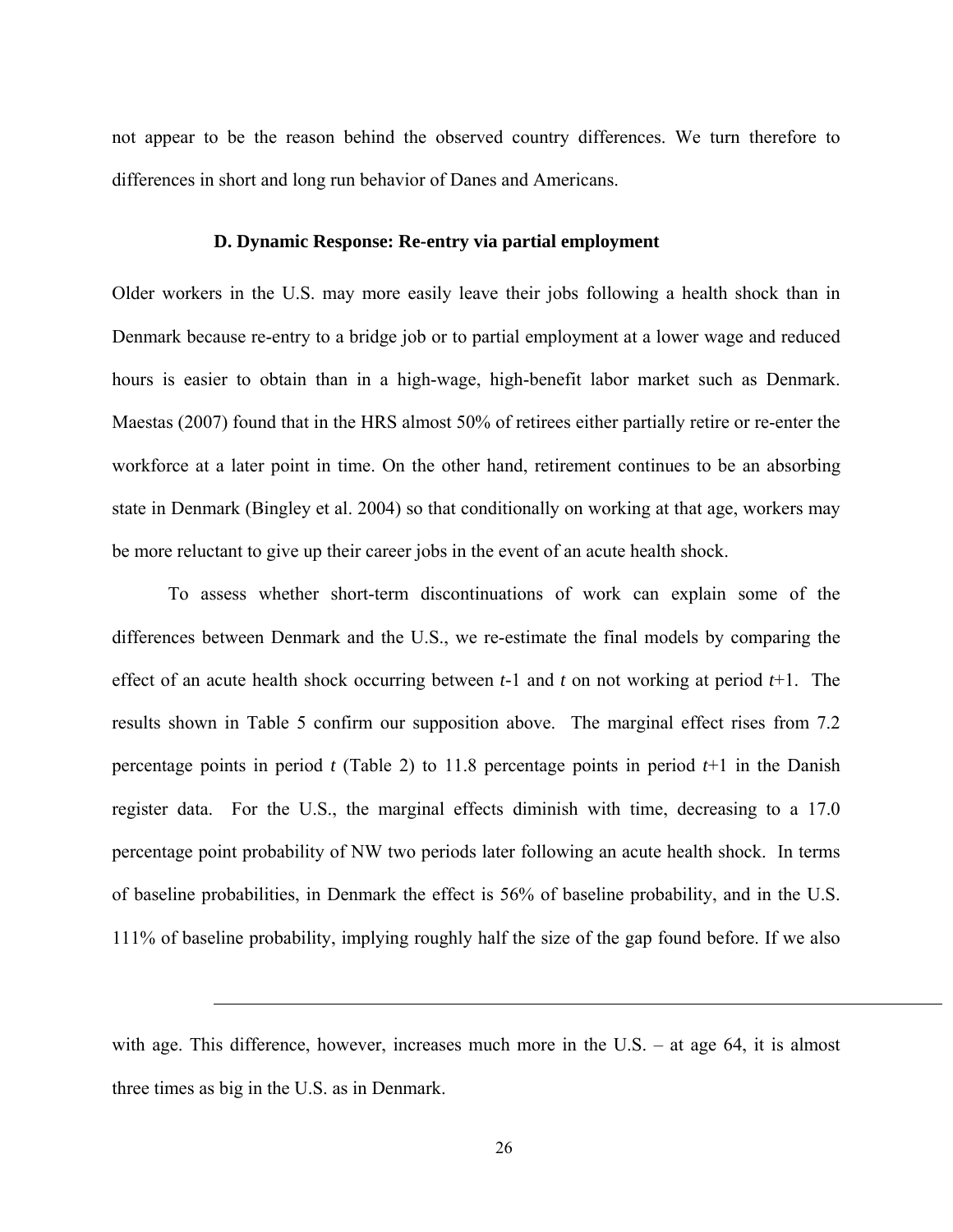not appear to be the reason behind the observed country differences. We turn therefore to differences in short and long run behavior of Danes and Americans.

### D. Dynamic Response: Re-entry via partial employment

Older workers in the U.S. may more easily leave their jobs following a health shock than in Denmark because re-entry to a bridge job or to partial employment at a lower wage and reduced hours is easier to obtain than in a high-wage, high-benefit labor market such as Denmark. Maestas (2007) found that in the HRS almost 50% of retirees either partially retire or re-enter the workforce at a later point in time. On the other hand, retirement continues to be an absorbing state in Denmark (Bingley et al. 2004) so that conditionally on working at that age, workers may be more reluctant to give up their career jobs in the event of an acute health shock.

To assess whether short-term discontinuations of work can explain some of the differences between Denmark and the U.S., we re-estimate the final models by comparing the effect of an acute health shock occurring between $t$-1 and $t$ on not working at period $t$+1. The results shown in Table 5 confirm our supposition above. The marginal effect rises from 7.2 percentage points in period $t$ (Table 2) to 11.8 percentage points in period $t$+1 in the Danish register data. For the U.S., the marginal effects diminish with time, decreasing to a 17.0 percentage point probability of NW two periods later following an acute health shock. In terms of baseline probabilities, in Denmark the effect is 56% of baseline probability, and in the U.S. 111% of baseline probability, implying roughly half the size of the gap found before. If we also

---

with age. This difference, however, increases much more in the U.S. – at age 64, it is almost three times as big in the U.S. as in Denmark.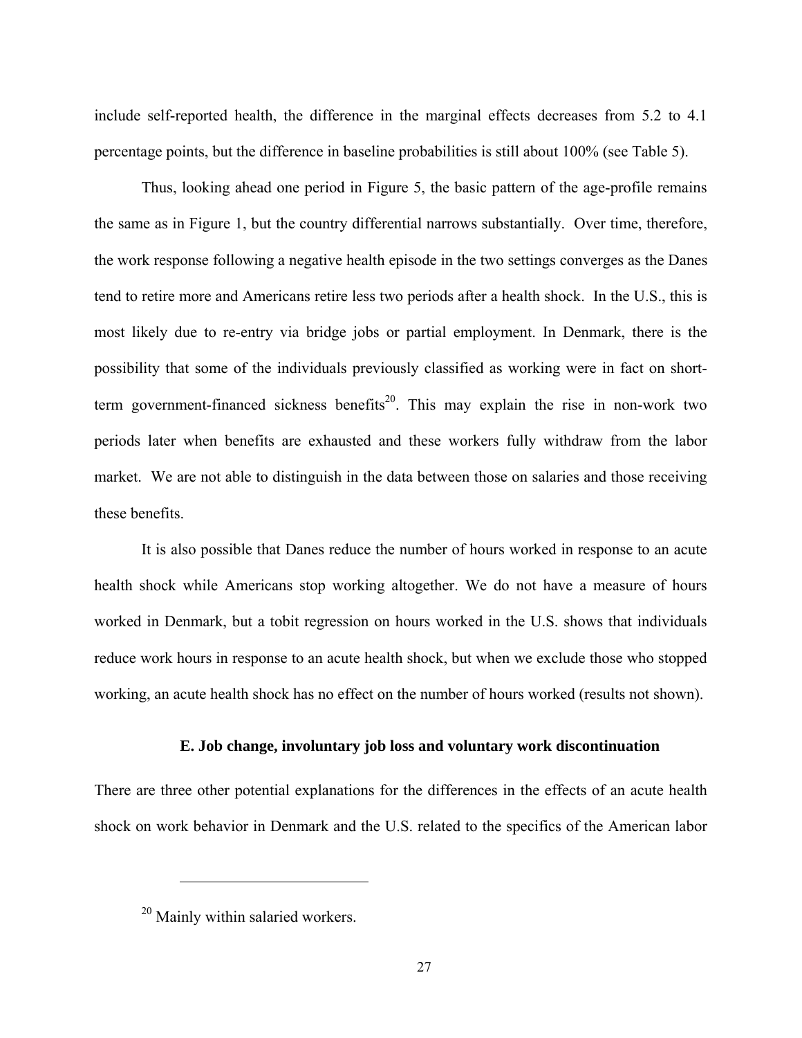include self-reported health, the difference in the marginal effects decreases from 5.2 to 4.1 percentage points, but the difference in baseline probabilities is still about 100% (see Table 5).

Thus, looking ahead one period in Figure 5, the basic pattern of the age-profile remains the same as in Figure 1, but the country differential narrows substantially. Over time, therefore, the work response following a negative health episode in the two settings converges as the Danes tend to retire more and Americans retire less two periods after a health shock. In the U.S., this is most likely due to re-entry via bridge jobs or partial employment. In Denmark, there is the possibility that some of the individuals previously classified as working were in fact on short-term government-financed sickness benefits[20]. This may explain the rise in non-work two periods later when benefits are exhausted and these workers fully withdraw from the labor market. We are not able to distinguish in the data between those on salaries and those receiving these benefits.

It is also possible that Danes reduce the number of hours worked in response to an acute health shock while Americans stop working altogether. We do not have a measure of hours worked in Denmark, but a tobit regression on hours worked in the U.S. shows that individuals reduce work hours in response to an acute health shock, but when we exclude those who stopped working, an acute health shock has no effect on the number of hours worked (results not shown).

### E. Job change, involuntary job loss and voluntary work discontinuation

There are three other potential explanations for the differences in the effects of an acute health shock on work behavior in Denmark and the U.S. related to the specifics of the American labor

[20] Mainly within salaried workers.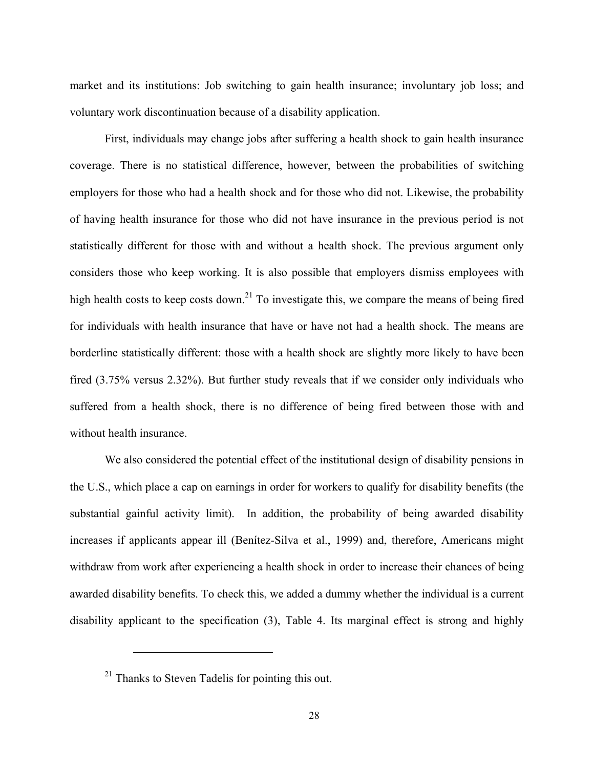market and its institutions: Job switching to gain health insurance; involuntary job loss; and voluntary work discontinuation because of a disability application.

First, individuals may change jobs after suffering a health shock to gain health insurance coverage. There is no statistical difference, however, between the probabilities of switching employers for those who had a health shock and for those who did not. Likewise, the probability of having health insurance for those who did not have insurance in the previous period is not statistically different for those with and without a health shock. The previous argument only considers those who keep working. It is also possible that employers dismiss employees with high health costs to keep costs down.[21] To investigate this, we compare the means of being fired for individuals with health insurance that have or have not had a health shock. The means are borderline statistically different: those with a health shock are slightly more likely to have been fired (3.75% versus 2.32%). But further study reveals that if we consider only individuals who suffered from a health shock, there is no difference of being fired between those with and without health insurance.

We also considered the potential effect of the institutional design of disability pensions in the U.S., which place a cap on earnings in order for workers to qualify for disability benefits (the substantial gainful activity limit). In addition, the probability of being awarded disability increases if applicants appear ill (Benítez-Silva et al., 1999) and, therefore, Americans might withdraw from work after experiencing a health shock in order to increase their chances of being awarded disability benefits. To check this, we added a dummy whether the individual is a current disability applicant to the specification (3), Table 4. Its marginal effect is strong and highly

[21] Thanks to Steven Tadelis for pointing this out.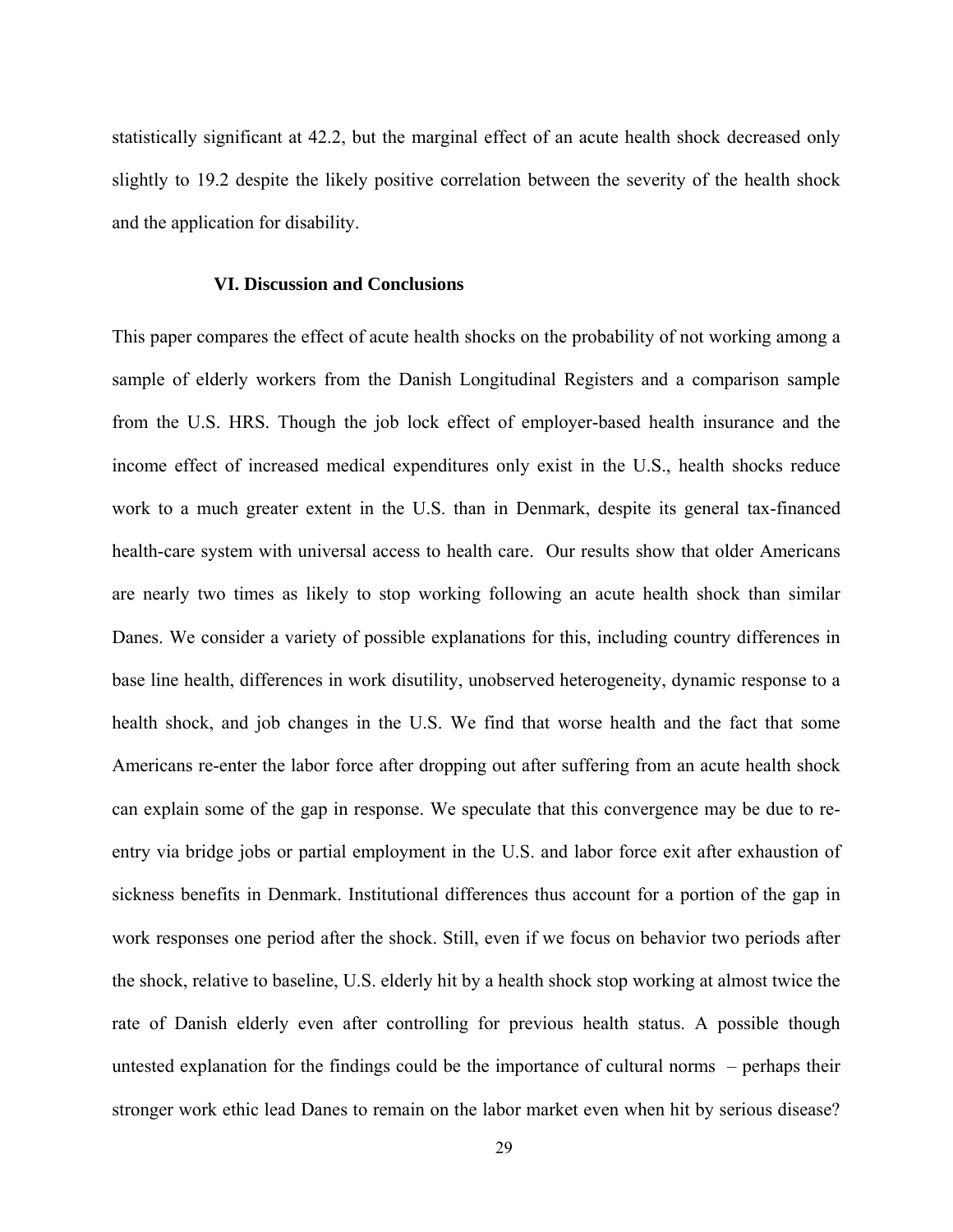statistically significant at 42.2, but the marginal effect of an acute health shock decreased only slightly to 19.2 despite the likely positive correlation between the severity of the health shock and the application for disability.

## VI. Discussion and Conclusions

This paper compares the effect of acute health shocks on the probability of not working among a sample of elderly workers from the Danish Longitudinal Registers and a comparison sample from the U.S. HRS. Though the job lock effect of employer-based health insurance and the income effect of increased medical expenditures only exist in the U.S., health shocks reduce work to a much greater extent in the U.S. than in Denmark, despite its general tax-financed health-care system with universal access to health care. Our results show that older Americans are nearly two times as likely to stop working following an acute health shock than similar Danes. We consider a variety of possible explanations for this, including country differences in base line health, differences in work disutility, unobserved heterogeneity, dynamic response to a health shock, and job changes in the U.S. We find that worse health and the fact that some Americans re-enter the labor force after dropping out after suffering from an acute health shock can explain some of the gap in response. We speculate that this convergence may be due to re-entry via bridge jobs or partial employment in the U.S. and labor force exit after exhaustion of sickness benefits in Denmark. Institutional differences thus account for a portion of the gap in work responses one period after the shock. Still, even if we focus on behavior two periods after the shock, relative to baseline, U.S. elderly hit by a health shock stop working at almost twice the rate of Danish elderly even after controlling for previous health status. A possible though untested explanation for the findings could be the importance of cultural norms – perhaps their stronger work ethic lead Danes to remain on the labor market even when hit by serious disease?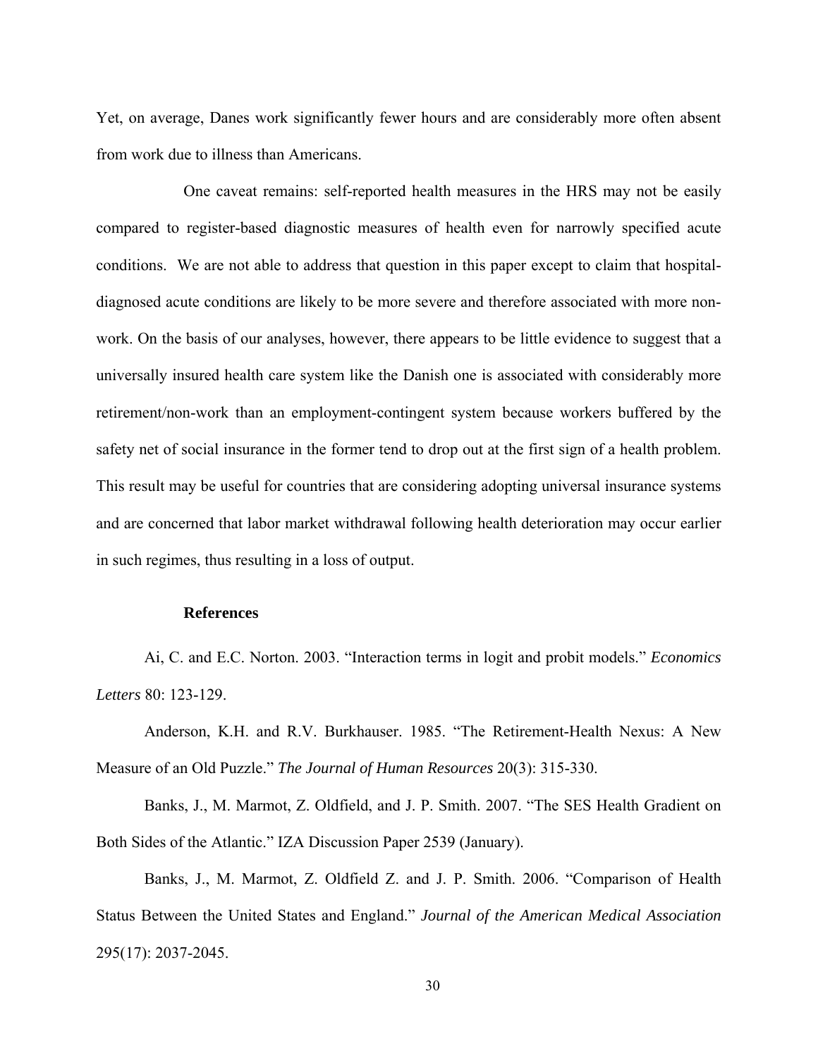Yet, on average, Danes work significantly fewer hours and are considerably more often absent from work due to illness than Americans.

One caveat remains: self-reported health measures in the HRS may not be easily compared to register-based diagnostic measures of health even for narrowly specified acute conditions. We are not able to address that question in this paper except to claim that hospital-diagnosed acute conditions are likely to be more severe and therefore associated with more non-work. On the basis of our analyses, however, there appears to be little evidence to suggest that a universally insured health care system like the Danish one is associated with considerably more retirement/non-work than an employment-contingent system because workers buffered by the safety net of social insurance in the former tend to drop out at the first sign of a health problem. This result may be useful for countries that are considering adopting universal insurance systems and are concerned that labor market withdrawal following health deterioration may occur earlier in such regimes, thus resulting in a loss of output.

## References

Ai, C. and E.C. Norton. 2003. "Interaction terms in logit and probit models." *Economics Letters* 80: 123-129.

Anderson, K.H. and R.V. Burkhauser. 1985. "The Retirement-Health Nexus: A New Measure of an Old Puzzle." *The Journal of Human Resources* 20(3): 315-330.

Banks, J., M. Marmot, Z. Oldfield, and J. P. Smith. 2007. "The SES Health Gradient on Both Sides of the Atlantic." IZA Discussion Paper 2539 (January).

Banks, J., M. Marmot, Z. Oldfield Z. and J. P. Smith. 2006. "Comparison of Health Status Between the United States and England." *Journal of the American Medical Association* 295(17): 2037-2045.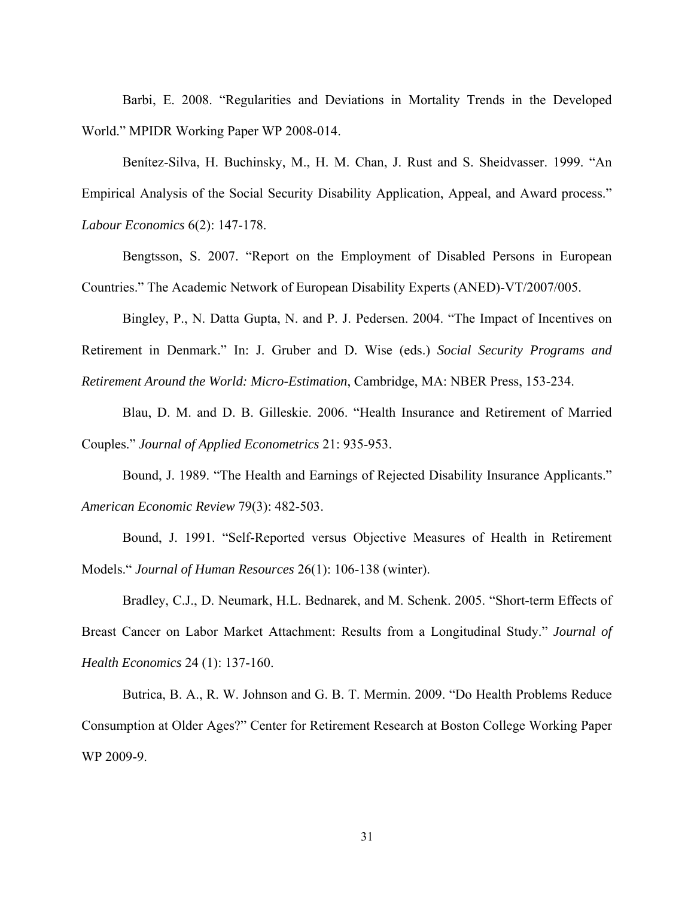Barbi, E. 2008. "Regularities and Deviations in Mortality Trends in the Developed World." MPIDR Working Paper WP 2008-014.

Benítez-Silva, H. Buchinsky, M., H. M. Chan, J. Rust and S. Sheidvasser. 1999. "An Empirical Analysis of the Social Security Disability Application, Appeal, and Award process." *Labour Economics* 6(2): 147-178.

Bengtsson, S. 2007. "Report on the Employment of Disabled Persons in European Countries." The Academic Network of European Disability Experts (ANED)-VT/2007/005.

Bingley, P., N. Datta Gupta, N. and P. J. Pedersen. 2004. "The Impact of Incentives on Retirement in Denmark." In: J. Gruber and D. Wise (eds.) *Social Security Programs and Retirement Around the World: Micro-Estimation*, Cambridge, MA: NBER Press, 153-234.

Blau, D. M. and D. B. Gilleskie. 2006. "Health Insurance and Retirement of Married Couples." *Journal of Applied Econometrics* 21: 935-953.

Bound, J. 1989. "The Health and Earnings of Rejected Disability Insurance Applicants." *American Economic Review* 79(3): 482-503.

Bound, J. 1991. "Self-Reported versus Objective Measures of Health in Retirement Models." *Journal of Human Resources* 26(1): 106-138 (winter).

Bradley, C.J., D. Neumark, H.L. Bednarek, and M. Schenk. 2005. "Short-term Effects of Breast Cancer on Labor Market Attachment: Results from a Longitudinal Study." *Journal of Health Economics* 24 (1): 137-160.

Butrica, B. A., R. W. Johnson and G. B. T. Mermin. 2009. "Do Health Problems Reduce Consumption at Older Ages?" Center for Retirement Research at Boston College Working Paper WP 2009-9.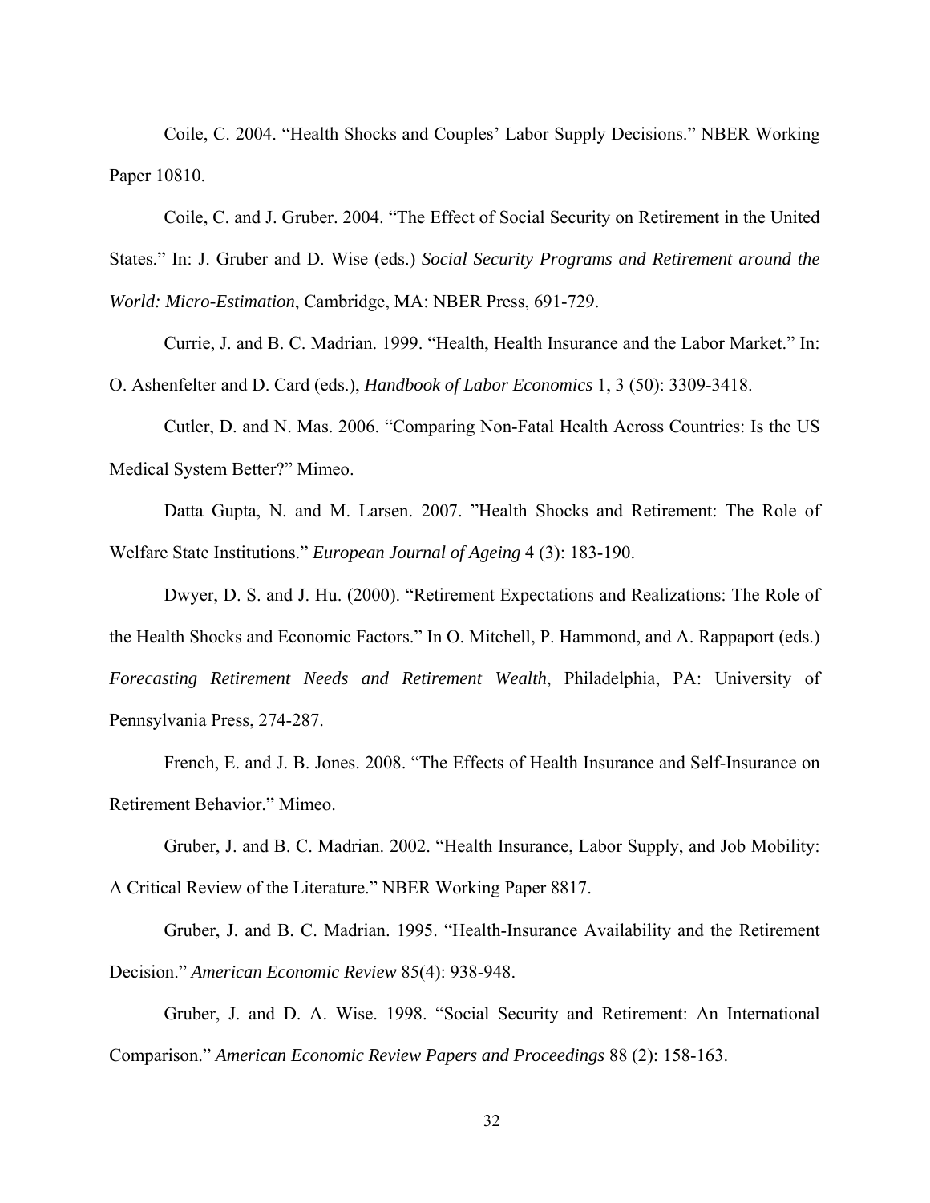Coile, C. 2004. “Health Shocks and Couples’ Labor Supply Decisions.” NBER Working Paper 10810.

Coile, C. and J. Gruber. 2004. “The Effect of Social Security on Retirement in the United States.” In: J. Gruber and D. Wise (eds.) *Social Security Programs and Retirement around the World: Micro-Estimation*, Cambridge, MA: NBER Press, 691-729.

Currie, J. and B. C. Madrian. 1999. “Health, Health Insurance and the Labor Market.” In: O. Ashenfelter and D. Card (eds.), *Handbook of Labor Economics* 1, 3 (50): 3309-3418.

Cutler, D. and N. Mas. 2006. “Comparing Non-Fatal Health Across Countries: Is the US Medical System Better?” Mimeo.

Datta Gupta, N. and M. Larsen. 2007. ”Health Shocks and Retirement: The Role of Welfare State Institutions.” *European Journal of Ageing* 4 (3): 183-190.

Dwyer, D. S. and J. Hu. (2000). “Retirement Expectations and Realizations: The Role of the Health Shocks and Economic Factors.” In O. Mitchell, P. Hammond, and A. Rappaport (eds.) *Forecasting Retirement Needs and Retirement Wealth*, Philadelphia, PA: University of Pennsylvania Press, 274-287.

French, E. and J. B. Jones. 2008. “The Effects of Health Insurance and Self-Insurance on Retirement Behavior.” Mimeo.

Gruber, J. and B. C. Madrian. 2002. “Health Insurance, Labor Supply, and Job Mobility: A Critical Review of the Literature.” NBER Working Paper 8817.

Gruber, J. and B. C. Madrian. 1995. “Health-Insurance Availability and the Retirement Decision.” *American Economic Review* 85(4): 938-948.

Gruber, J. and D. A. Wise. 1998. “Social Security and Retirement: An International Comparison.” *American Economic Review Papers and Proceedings* 88 (2): 158-163.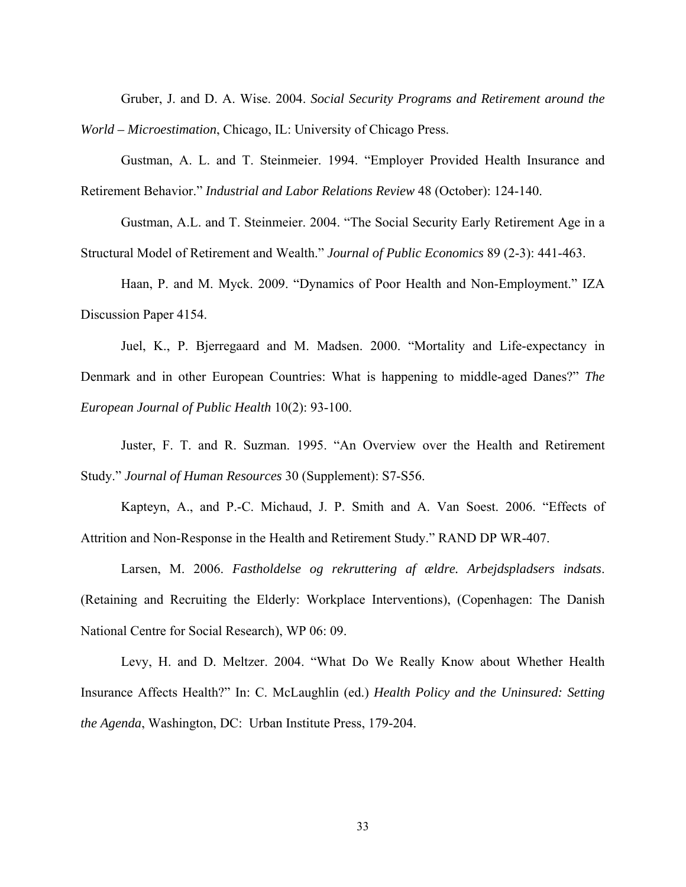Gruber, J. and D. A. Wise. 2004. *Social Security Programs and Retirement around the World – Microestimation*, Chicago, IL: University of Chicago Press.

Gustman, A. L. and T. Steinmeier. 1994. "Employer Provided Health Insurance and Retirement Behavior." *Industrial and Labor Relations Review* 48 (October): 124-140.

Gustman, A.L. and T. Steinmeier. 2004. "The Social Security Early Retirement Age in a Structural Model of Retirement and Wealth." *Journal of Public Economics* 89 (2-3): 441-463.

Haan, P. and M. Myck. 2009. "Dynamics of Poor Health and Non-Employment." IZA Discussion Paper 4154.

Juel, K., P. Bjerregaard and M. Madsen. 2000. "Mortality and Life-expectancy in Denmark and in other European Countries: What is happening to middle-aged Danes?" *The European Journal of Public Health* 10(2): 93-100.

Juster, F. T. and R. Suzman. 1995. "An Overview over the Health and Retirement Study." *Journal of Human Resources* 30 (Supplement): S7-S56.

Kapteyn, A., and P.-C. Michaud, J. P. Smith and A. Van Soest. 2006. "Effects of Attrition and Non-Response in the Health and Retirement Study." RAND DP WR-407.

Larsen, M. 2006. *Fastholdelse og rekruttering af ældre. Arbejdspladsers indsats*. (Retaining and Recruiting the Elderly: Workplace Interventions), (Copenhagen: The Danish National Centre for Social Research), WP 06: 09.

Levy, H. and D. Meltzer. 2004. "What Do We Really Know about Whether Health Insurance Affects Health?" In: C. McLaughlin (ed.) *Health Policy and the Uninsured: Setting the Agenda*, Washington, DC: Urban Institute Press, 179-204.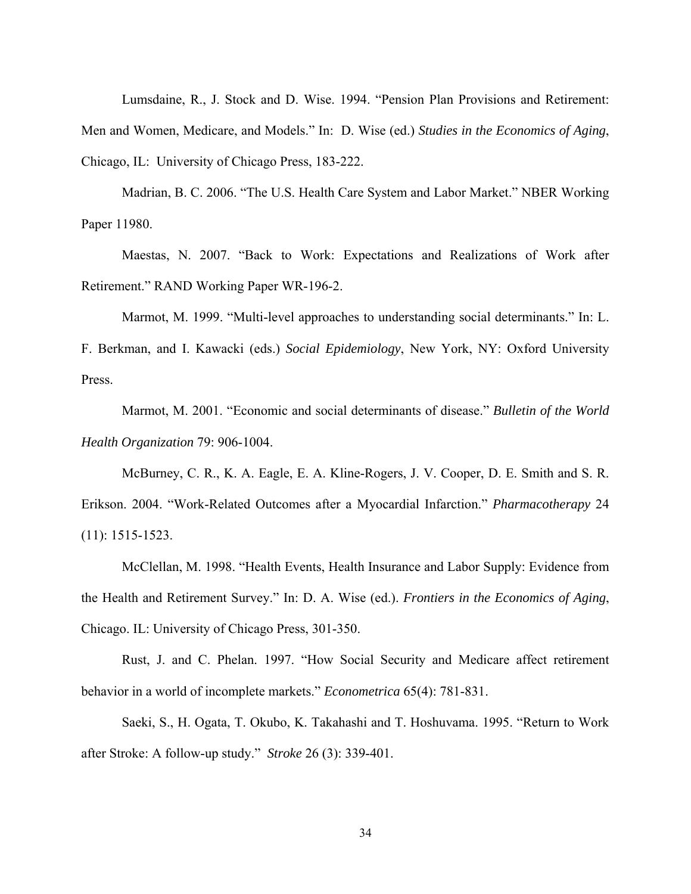Lumsdaine, R., J. Stock and D. Wise. 1994. "Pension Plan Provisions and Retirement: Men and Women, Medicare, and Models." In: D. Wise (ed.) *Studies in the Economics of Aging*, Chicago, IL: University of Chicago Press, 183-222.

Madrian, B. C. 2006. "The U.S. Health Care System and Labor Market." NBER Working Paper 11980.

Maestas, N. 2007. "Back to Work: Expectations and Realizations of Work after Retirement." RAND Working Paper WR-196-2.

Marmot, M. 1999. "Multi-level approaches to understanding social determinants." In: L. F. Berkman, and I. Kawacki (eds.) *Social Epidemiology*, New York, NY: Oxford University Press.

Marmot, M. 2001. "Economic and social determinants of disease." *Bulletin of the World Health Organization* 79: 906-1004.

McBurney, C. R., K. A. Eagle, E. A. Kline-Rogers, J. V. Cooper, D. E. Smith and S. R. Erikson. 2004. "Work-Related Outcomes after a Myocardial Infarction." *Pharmacotherapy* 24 (11): 1515-1523.

McClellan, M. 1998. "Health Events, Health Insurance and Labor Supply: Evidence from the Health and Retirement Survey." In: D. A. Wise (ed.). *Frontiers in the Economics of Aging*, Chicago. IL: University of Chicago Press, 301-350.

Rust, J. and C. Phelan. 1997. "How Social Security and Medicare affect retirement behavior in a world of incomplete markets." *Econometrica* 65(4): 781-831.

Saeki, S., H. Ogata, T. Okubo, K. Takahashi and T. Hoshuvama. 1995. "Return to Work after Stroke: A follow-up study." *Stroke* 26 (3): 339-401.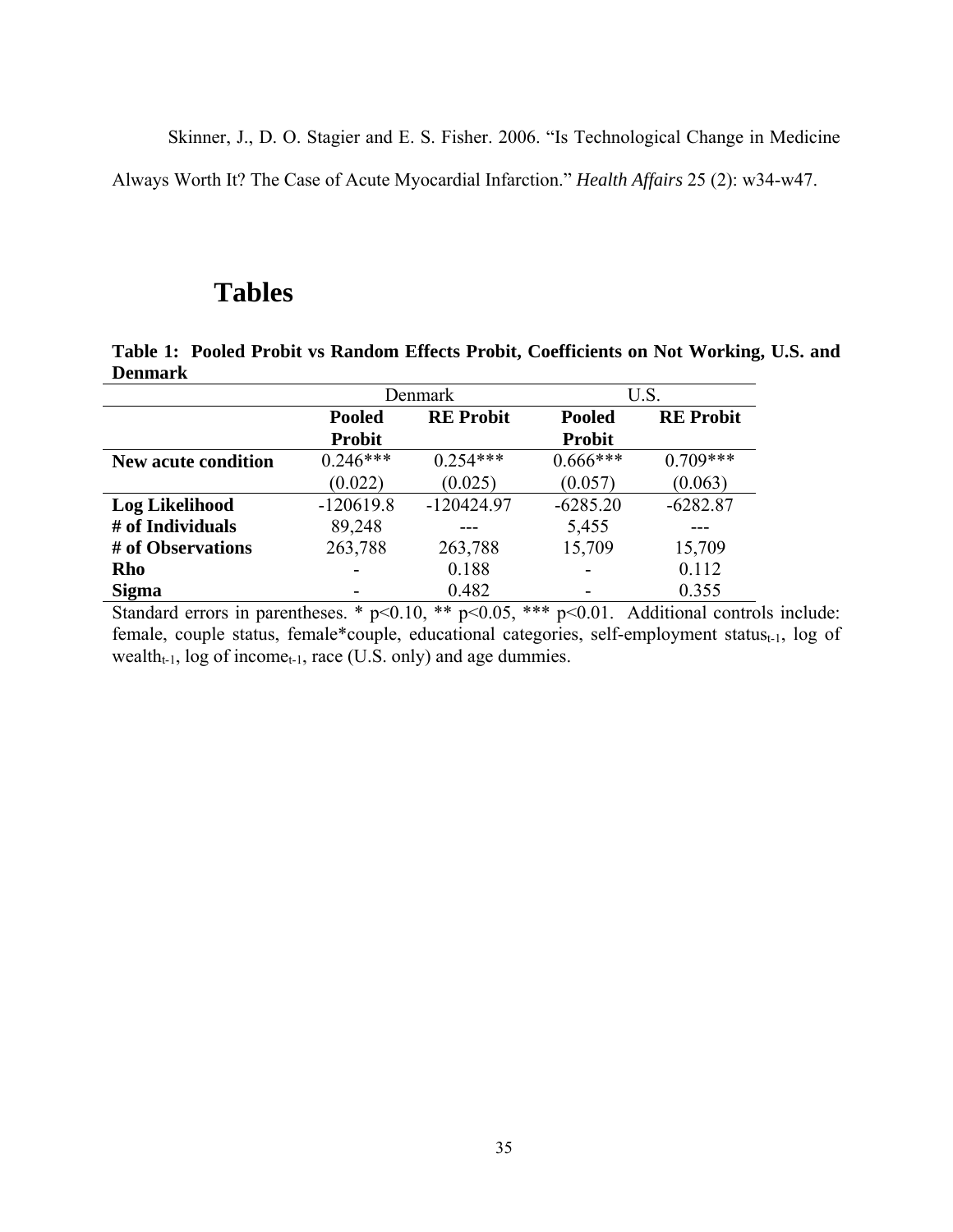Skinner, J., D. O. Stagier and E. S. Fisher. 2006. "Is Technological Change in Medicine Always Worth It? The Case of Acute Myocardial Infarction." *Health Affairs* 25 (2): w34-w47.

# Tables

**Table 1: Pooled Probit vs Random Effects Probit, Coefficients on Not Working, U.S. and Denmark**

| | Denmark | | U.S. | |
|---|---|---|---|---|
| | **Pooled Probit** | **RE Probit** | **Pooled Probit** | **RE Probit** |
| **New acute condition** | 0.246*** | 0.254*** | 0.666*** | 0.709*** |
| | (0.022) | (0.025) | (0.057) | (0.063) |
| **Log Likelihood** | -120619.8 | -120424.97 | -6285.20 | -6282.87 |
| **# of Individuals** | 89,248 | --- | 5,455 | --- |
| **# of Observations** | 263,788 | 263,788 | 15,709 | 15,709 |
| **Rho** | - | 0.188 | - | 0.112 |
| **Sigma** | - | 0.482 | - | 0.355 |

Standard errors in parentheses. * p<0.10, ** p<0.05, *** p<0.01. Additional controls include: female, couple status, female*couple, educational categories, self-employment status$_{t-1}$, log of wealth$_{t-1}$, log of income$_{t-1}$, race (U.S. only) and age dummies.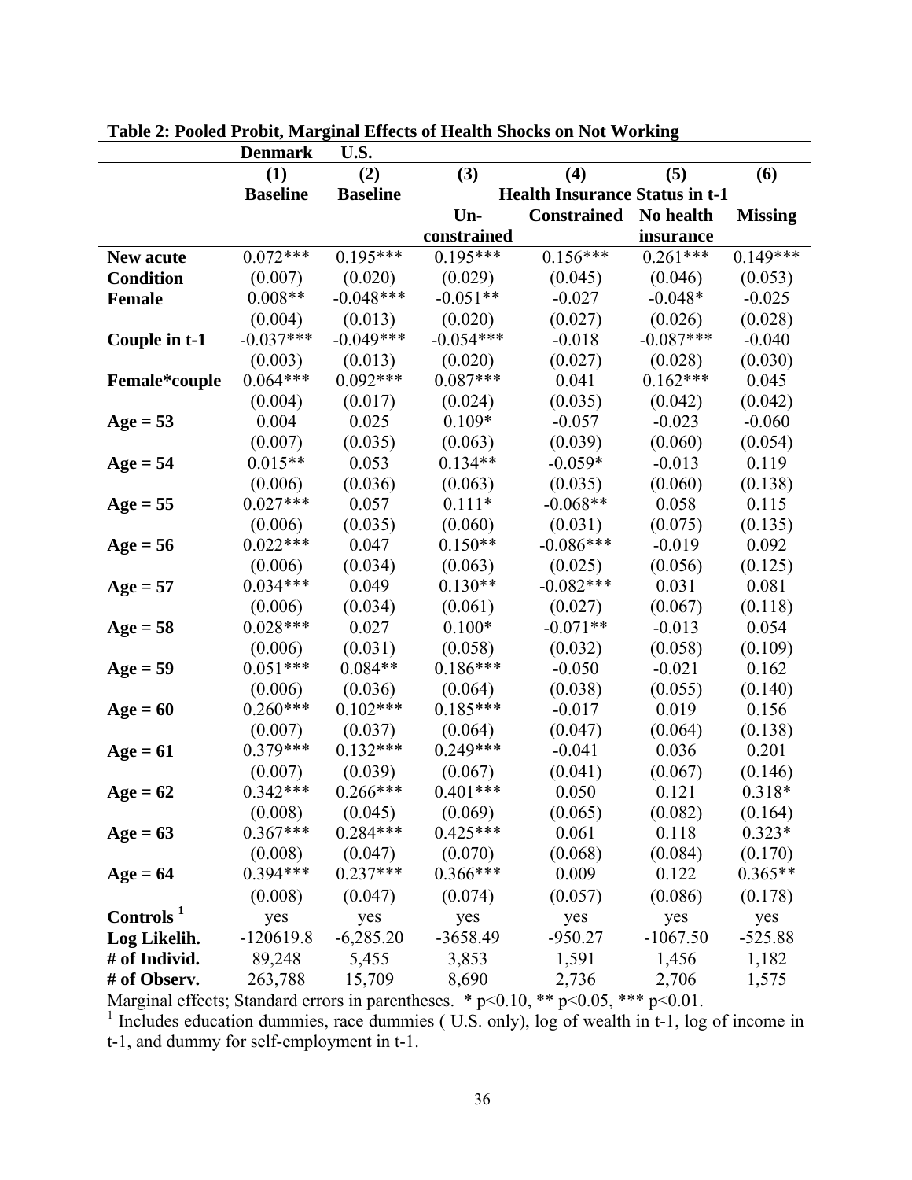**Table 2: Pooled Probit, Marginal Effects of Health Shocks on Not Working**

| | Denmark | U.S. | | | | |
|---|---|---|---|---|---|---|
| | (1) | (2) | (3) | (4) | (5) | (6) |
| | Baseline | Baseline | Health Insurance Status in t-1 | | | |
| | | | Un-constrained | Constrained | No health insurance | Missing |
| **New acute Condition** | 0.072*** | 0.195*** | 0.195*** | 0.156*** | 0.261*** | 0.149*** |
| | (0.007) | (0.020) | (0.029) | (0.045) | (0.046) | (0.053) |
| **Female** | 0.008** | -0.048*** | -0.051** | -0.027 | -0.048* | -0.025 |
| | (0.004) | (0.013) | (0.020) | (0.027) | (0.026) | (0.028) |
| **Couple in t-1** | -0.037*** | -0.049*** | -0.054*** | -0.018 | -0.087*** | -0.040 |
| | (0.003) | (0.013) | (0.020) | (0.027) | (0.028) | (0.030) |
| **Female*couple** | 0.064*** | 0.092*** | 0.087*** | 0.041 | 0.162*** | 0.045 |
| | (0.004) | (0.017) | (0.024) | (0.035) | (0.042) | (0.042) |
| **Age = 53** | 0.004 | 0.025 | 0.109* | -0.057 | -0.023 | -0.060 |
| | (0.007) | (0.035) | (0.063) | (0.039) | (0.060) | (0.054) |
| **Age = 54** | 0.015** | 0.053 | 0.134** | -0.059* | -0.013 | 0.119 |
| | (0.006) | (0.036) | (0.063) | (0.035) | (0.060) | (0.138) |
| **Age = 55** | 0.027*** | 0.057 | 0.111* | -0.068** | 0.058 | 0.115 |
| | (0.006) | (0.035) | (0.060) | (0.031) | (0.075) | (0.135) |
| **Age = 56** | 0.022*** | 0.047 | 0.150** | -0.086*** | -0.019 | 0.092 |
| | (0.006) | (0.034) | (0.063) | (0.025) | (0.056) | (0.125) |
| **Age = 57** | 0.034*** | 0.049 | 0.130** | -0.082*** | 0.031 | 0.081 |
| | (0.006) | (0.034) | (0.061) | (0.027) | (0.067) | (0.118) |
| **Age = 58** | 0.028*** | 0.027 | 0.100* | -0.071** | -0.013 | 0.054 |
| | (0.006) | (0.031) | (0.058) | (0.032) | (0.058) | (0.109) |
| **Age = 59** | 0.051*** | 0.084** | 0.186*** | -0.050 | -0.021 | 0.162 |
| | (0.006) | (0.036) | (0.064) | (0.038) | (0.055) | (0.140) |
| **Age = 60** | 0.260*** | 0.102*** | 0.185*** | -0.017 | 0.019 | 0.156 |
| | (0.007) | (0.037) | (0.064) | (0.047) | (0.064) | (0.138) |
| **Age = 61** | 0.379*** | 0.132*** | 0.249*** | -0.041 | 0.036 | 0.201 |
| | (0.007) | (0.039) | (0.067) | (0.041) | (0.067) | (0.146) |
| **Age = 62** | 0.342*** | 0.266*** | 0.401*** | 0.050 | 0.121 | 0.318* |
| | (0.008) | (0.045) | (0.069) | (0.065) | (0.082) | (0.164) |
| **Age = 63** | 0.367*** | 0.284*** | 0.425*** | 0.061 | 0.118 | 0.323* |
| | (0.008) | (0.047) | (0.070) | (0.068) | (0.084) | (0.170) |
| **Age = 64** | 0.394*** | 0.237*** | 0.366*** | 0.009 | 0.122 | 0.365** |
| | (0.008) | (0.047) | (0.074) | (0.057) | (0.086) | (0.178) |
| **Controls [1]** | yes | yes | yes | yes | yes | yes |
| **Log Likelih.** | -120619.8 | -6,285.20 | -3658.49 | -950.27 | -1067.50 | -525.88 |
| **# of Individ.** | 89,248 | 5,455 | 3,853 | 1,591 | 1,456 | 1,182 |
| **# of Observ.** | 263,788 | 15,709 | 8,690 | 2,736 | 2,706 | 1,575 |

Marginal effects; Standard errors in parentheses. * $p<0.10$, ** $p<0.05$, *** $p<0.01$.

[1] Includes education dummies, race dummies ( U.S. only), log of wealth in t-1, log of income in t-1, and dummy for self-employment in t-1.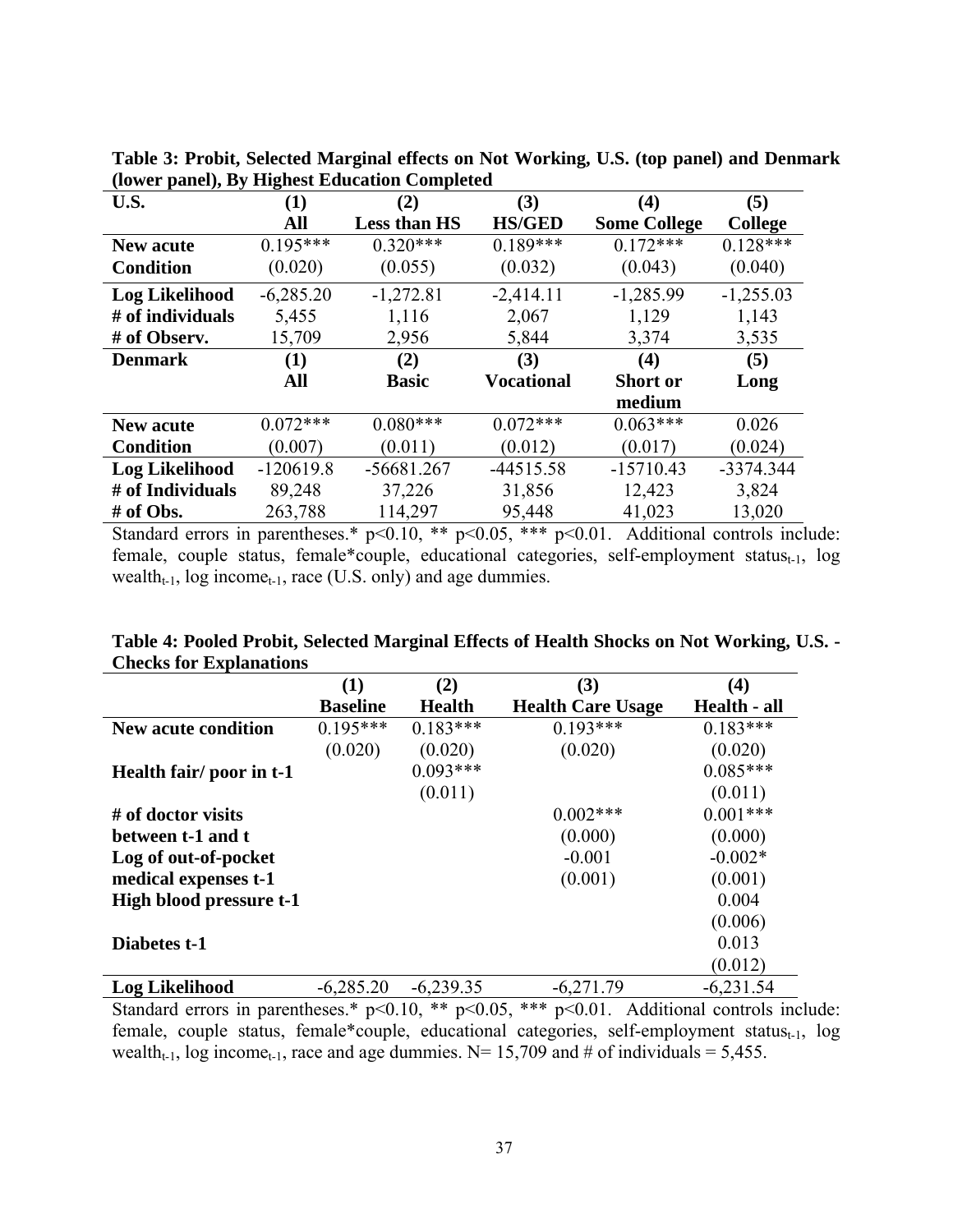**Table 3: Probit, Selected Marginal effects on Not Working, U.S. (top panel) and Denmark (lower panel), By Highest Education Completed**

| U.S. | (1) All | (2) Less than HS | (3) HS/GED | (4) Some College | (5) College |
|---|---|---|---|---|---|
| **New acute Condition** | 0.195*** | 0.320*** | 0.189*** | 0.172*** | 0.128*** |
| | (0.020) | (0.055) | (0.032) | (0.043) | (0.040) |
| **Log Likelihood** | -6,285.20 | -1,272.81 | -2,414.11 | -1,285.99 | -1,255.03 |
| **# of individuals** | 5,455 | 1,116 | 2,067 | 1,129 | 1,143 |
| **# of Observ.** | 15,709 | 2,956 | 5,844 | 3,374 | 3,535 |
| **Denmark** | **(1) All** | **(2) Basic** | **(3) Vocational** | **(4) Short or medium** | **(5) Long** |
| **New acute Condition** | 0.072*** | 0.080*** | 0.072*** | 0.063*** | 0.026 |
| | (0.007) | (0.011) | (0.012) | (0.017) | (0.024) |
| **Log Likelihood** | -120619.8 | -56681.267 | -44515.58 | -15710.43 | -3374.344 |
| **# of Individuals** | 89,248 | 37,226 | 31,856 | 12,423 | 3,824 |
| **# of Obs.** | 263,788 | 114,297 | 95,448 | 41,023 | 13,020 |

Standard errors in parentheses.* p<0.10, ** p<0.05, *** p<0.01. Additional controls include: female, couple status, female*couple, educational categories, self-employment status$_{t-1}$, log wealth$_{t-1}$, log income$_{t-1}$, race (U.S. only) and age dummies.

**Table 4: Pooled Probit, Selected Marginal Effects of Health Shocks on Not Working, U.S. - Checks for Explanations**

| | (1) Baseline | (2) Health | (3) Health Care Usage | (4) Health - all |
|---|---|---|---|---|
| **New acute condition** | 0.195*** | 0.183*** | 0.193*** | 0.183*** |
| | (0.020) | (0.020) | (0.020) | (0.020) |
| **Health fair/ poor in t-1** | | 0.093*** | | 0.085*** |
| | | (0.011) | | (0.011) |
| **# of doctor visits between t-1 and t** | | | 0.002*** | 0.001*** |
| | | | (0.000) | (0.000) |
| **Log of out-of-pocket medical expenses t-1** | | | -0.001 | -0.002* |
| | | | (0.001) | (0.001) |
| **High blood pressure t-1** | | | | 0.004 |
| | | | | (0.006) |
| **Diabetes t-1** | | | | 0.013 |
| | | | | (0.012) |
| **Log Likelihood** | -6,285.20 | -6,239.35 | -6,271.79 | -6,231.54 |

Standard errors in parentheses.* p<0.10, ** p<0.05, *** p<0.01. Additional controls include: female, couple status, female*couple, educational categories, self-employment status$_{t-1}$, log wealth$_{t-1}$, log income$_{t-1}$, race and age dummies. N= 15,709 and # of individuals = 5,455.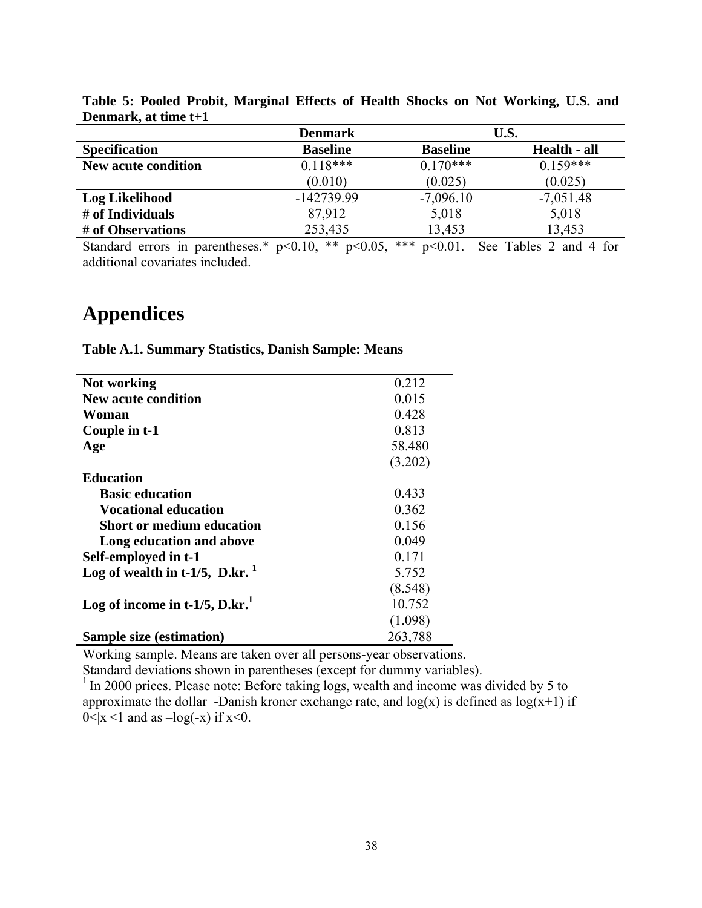**Table 5: Pooled Probit, Marginal Effects of Health Shocks on Not Working, U.S. and Denmark, at time t+1**

| | Denmark | U.S. | |
|---|---|---|---|
| **Specification** | **Baseline** | **Baseline** | **Health - all** |
| **New acute condition** | 0.118*** | 0.170*** | 0.159*** |
| | (0.010) | (0.025) | (0.025) |
| **Log Likelihood** | -142739.99 | -7,096.10 | -7,051.48 |
| **# of Individuals** | 87,912 | 5,018 | 5,018 |
| **# of Observations** | 253,435 | 13,453 | 13,453 |

Standard errors in parentheses.* $p<0.10$, ** $p<0.05$, *** $p<0.01$. See Tables 2 and 4 for additional covariates included.

# Appendices

**Table A.1. Summary Statistics, Danish Sample: Means**

| | |
|---|---|
| **Not working** | 0.212 |
| **New acute condition** | 0.015 |
| **Woman** | 0.428 |
| **Couple in t-1** | 0.813 |
| **Age** | 58.480 |
| | (3.202) |
| **Education** | |
| **Basic education** | 0.433 |
| **Vocational education** | 0.362 |
| **Short or medium education** | 0.156 |
| **Long education and above** | 0.049 |
| **Self-employed in t-1** | 0.171 |
| **Log of wealth in t-1/5, D.kr.** [1] | 5.752 |
| | (8.548) |
| **Log of income in t-1/5, D.kr.**[1] | 10.752 |
| | (1.098) |
| **Sample size (estimation)** | 263,788 |

Working sample. Means are taken over all persons-year observations.

Standard deviations shown in parentheses (except for dummy variables).

[1] In 2000 prices. Please note: Before taking logs, wealth and income was divided by 5 to approximate the dollar -Danish kroner exchange rate, and log(x) is defined as log(x+1) if $0<|x|<1$ and as $-\log(-x)$ if $x<0$.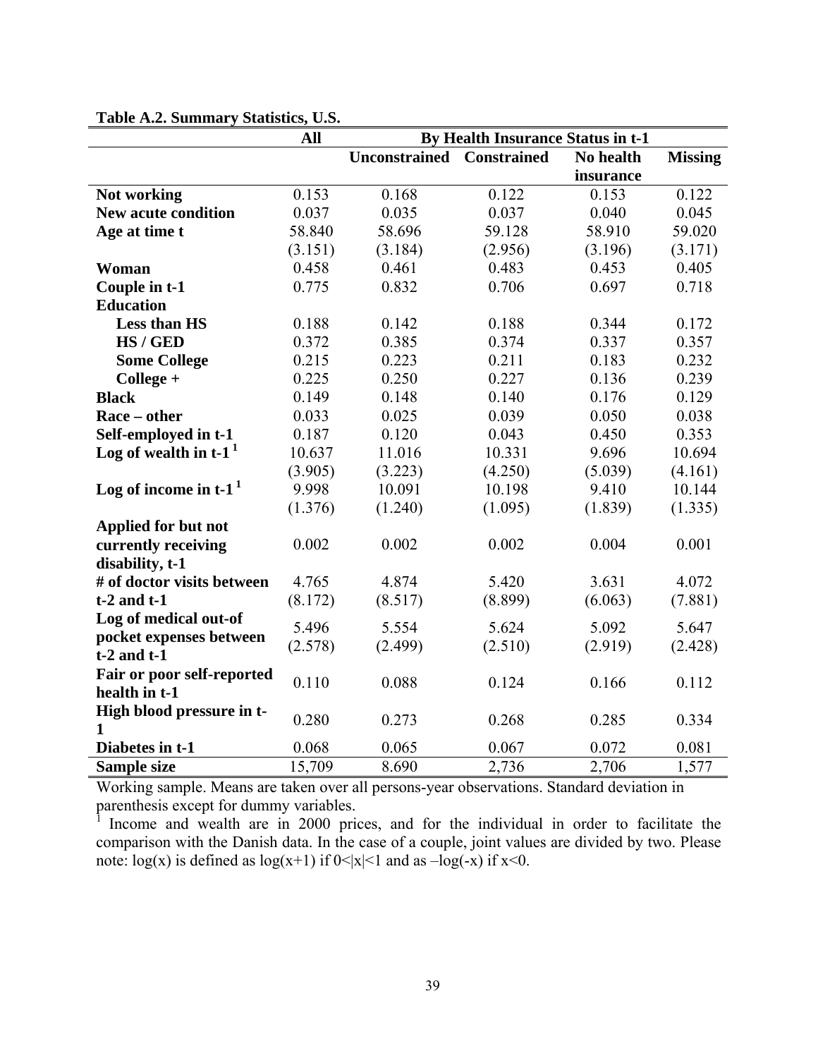**Table A.2. Summary Statistics, U.S.**

| | All | By Health Insurance Status in t-1 | | | |
|---|---|---|---|---|---|
| | | Unconstrained | Constrained | No health insurance | Missing |
| **Not working** | 0.153 | 0.168 | 0.122 | 0.153 | 0.122 |
| **New acute condition** | 0.037 | 0.035 | 0.037 | 0.040 | 0.045 |
| **Age at time t** | 58.840 | 58.696 | 59.128 | 58.910 | 59.020 |
| | (3.151) | (3.184) | (2.956) | (3.196) | (3.171) |
| **Woman** | 0.458 | 0.461 | 0.483 | 0.453 | 0.405 |
| **Couple in t-1** | 0.775 | 0.832 | 0.706 | 0.697 | 0.718 |
| **Education** | | | | | |
| **Less than HS** | 0.188 | 0.142 | 0.188 | 0.344 | 0.172 |
| **HS / GED** | 0.372 | 0.385 | 0.374 | 0.337 | 0.357 |
| **Some College** | 0.215 | 0.223 | 0.211 | 0.183 | 0.232 |
| **College +** | 0.225 | 0.250 | 0.227 | 0.136 | 0.239 |
| **Black** | 0.149 | 0.148 | 0.140 | 0.176 | 0.129 |
| **Race – other** | 0.033 | 0.025 | 0.039 | 0.050 | 0.038 |
| **Self-employed in t-1** | 0.187 | 0.120 | 0.043 | 0.450 | 0.353 |
| **Log of wealth in t-1** [1] | 10.637 | 11.016 | 10.331 | 9.696 | 10.694 |
| | (3.905) | (3.223) | (4.250) | (5.039) | (4.161) |
| **Log of income in t-1** [1] | 9.998 | 10.091 | 10.198 | 9.410 | 10.144 |
| | (1.376) | (1.240) | (1.095) | (1.839) | (1.335) |
| **Applied for but not currently receiving disability, t-1** | 0.002 | 0.002 | 0.002 | 0.004 | 0.001 |
| **# of doctor visits between t-2 and t-1** | 4.765 | 4.874 | 5.420 | 3.631 | 4.072 |
| | (8.172) | (8.517) | (8.899) | (6.063) | (7.881) |
| **Log of medical out-of pocket expenses between t-2 and t-1** | 5.496 | 5.554 | 5.624 | 5.092 | 5.647 |
| | (2.578) | (2.499) | (2.510) | (2.919) | (2.428) |
| **Fair or poor self-reported health in t-1** | 0.110 | 0.088 | 0.124 | 0.166 | 0.112 |
| **High blood pressure in t-1** | 0.280 | 0.273 | 0.268 | 0.285 | 0.334 |
| **Diabetes in t-1** | 0.068 | 0.065 | 0.067 | 0.072 | 0.081 |
| **Sample size** | 15,709 | 8.690 | 2,736 | 2,706 | 1,577 |

Working sample. Means are taken over all persons-year observations. Standard deviation in parenthesis except for dummy variables.

[1] Income and wealth are in 2000 prices, and for the individual in order to facilitate the comparison with the Danish data. In the case of a couple, joint values are divided by two. Please note: $\log(x)$ is defined as $\log(x+1)$ if $0<|x|<1$ and as $-\log(-x)$ if $x<0$.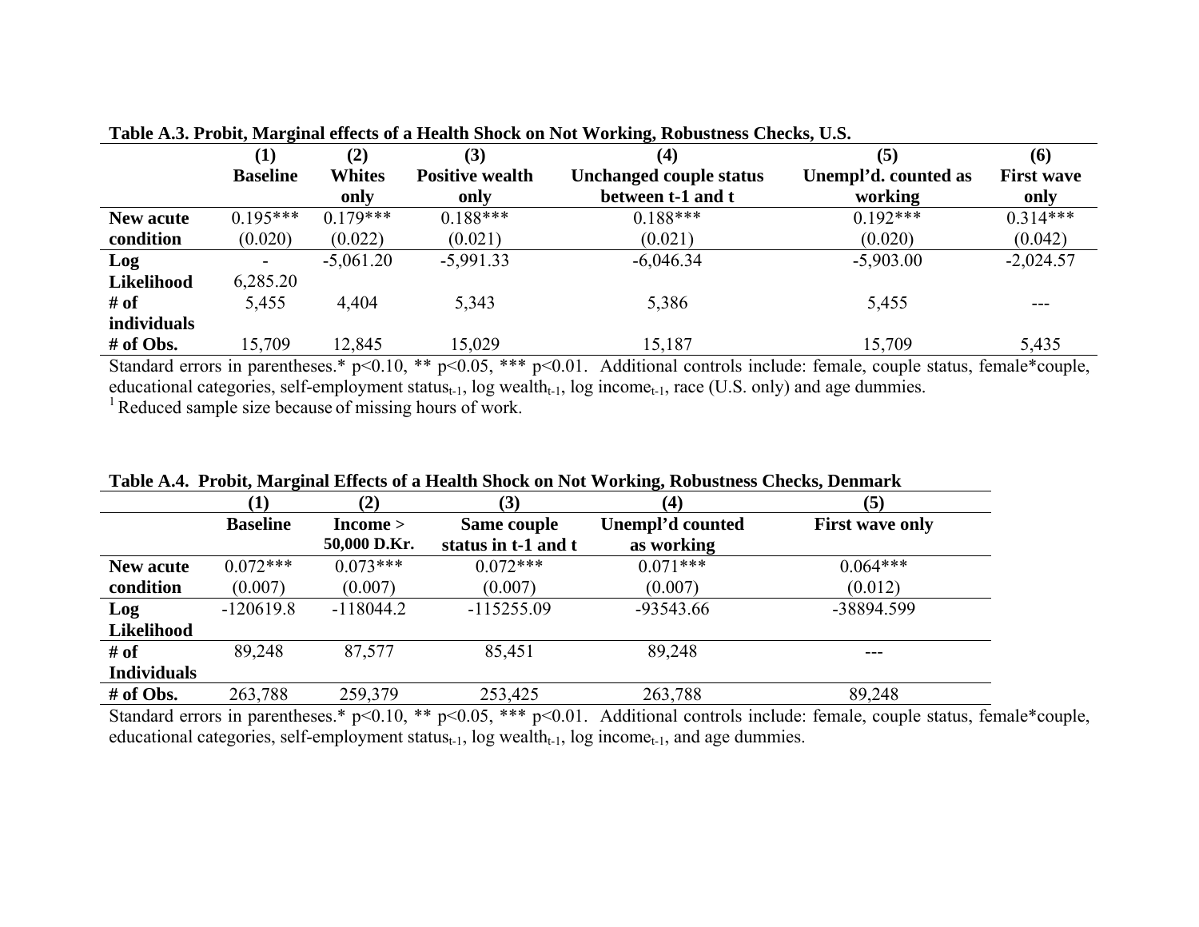**Table A.3. Probit, Marginal effects of a Health Shock on Not Working, Robustness Checks, U.S.**

| | (1) Baseline | (2) Whites only | (3) Positive wealth only | (4) Unchanged couple status between t-1 and t | (5) Unempl'd. counted as working | (6) First wave only |
|---|---|---|---|---|---|---|
| New acute condition | 0.195*** | 0.179*** | 0.188*** | 0.188*** | 0.192*** | 0.314*** |
| | (0.020) | (0.022) | (0.021) | (0.021) | (0.020) | (0.042) |
| Log Likelihood | -6,285.20 | -5,061.20 | -5,991.33 | -6,046.34 | -5,903.00 | -2,024.57 |
| # of individuals | 5,455 | 4,404 | 5,343 | 5,386 | 5,455 | --- |
| # of Obs. | 15,709 | 12,845 | 15,029 | 15,187 | 15,709 | 5,435 |

Standard errors in parentheses.* p<0.10, ** p<0.05, *** p<0.01. Additional controls include: female, couple status, female*couple, educational categories, self-employment status$_{t-1}$, log wealth$_{t-1}$, log income$_{t-1}$, race (U.S. only) and age dummies.

[1] Reduced sample size because of missing hours of work.

**Table A.4. Probit, Marginal Effects of a Health Shock on Not Working, Robustness Checks, Denmark**

| | (1) Baseline | (2) Income > 50,000 D.Kr. | (3) Same couple status in t-1 and t | (4) Unempl'd counted as working | (5) First wave only |
|---|---|---|---|---|---|
| New acute condition | 0.072*** | 0.073*** | 0.072*** | 0.071*** | 0.064*** |
| | (0.007) | (0.007) | (0.007) | (0.007) | (0.012) |
| Log Likelihood | -120619.8 | -118044.2 | -115255.09 | -93543.66 | -38894.599 |
| # of Individuals | 89,248 | 87,577 | 85,451 | 89,248 | --- |
| # of Obs. | 263,788 | 259,379 | 253,425 | 263,788 | 89,248 |

Standard errors in parentheses.* p<0.10, ** p<0.05, *** p<0.01. Additional controls include: female, couple status, female*couple, educational categories, self-employment status$_{t-1}$, log wealth$_{t-1}$, log income$_{t-1}$, and age dummies.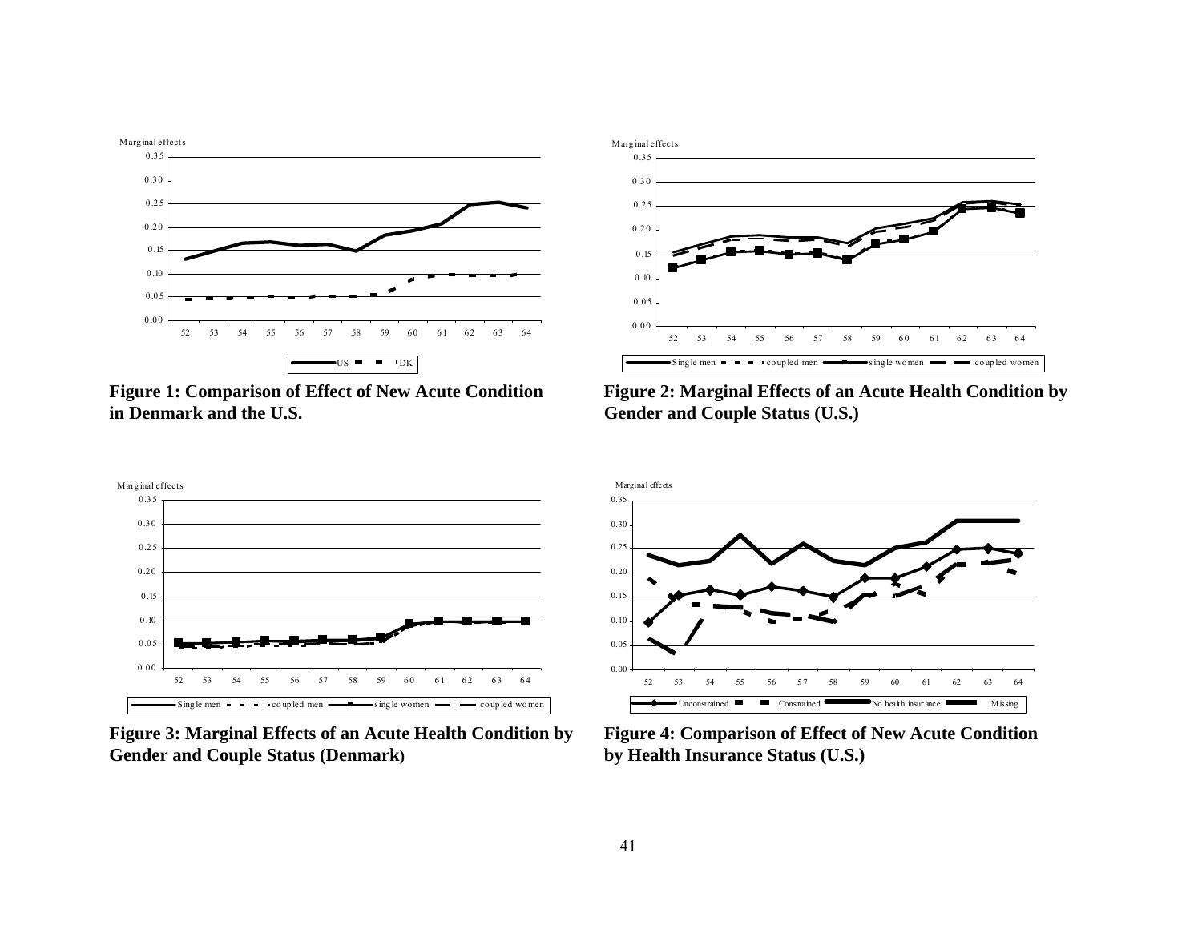**Figure 1: Comparison of Effect of New Acute Condition in Denmark and the U.S.**

**Figure 2: Marginal Effects of an Acute Health Condition by Gender and Couple Status (U.S.)**

**Figure 3: Marginal Effects of an Acute Health Condition by Gender and Couple Status (Denmark)**

**Figure 4: Comparison of Effect of New Acute Condition by Health Insurance Status (U.S.)**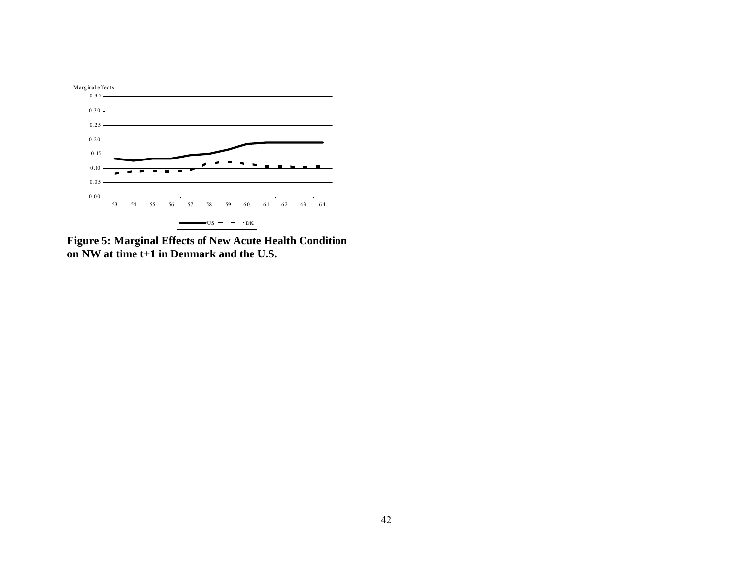Marginal effects

0.35

0.30

0.25

0.20

0.15

0.10

0.05

0.00

53 54 55 56 57 58 59 60 61 62 63 64

US DK

**Figure 5: Marginal Effects of New Acute Health Condition on NW at time t+1 in Denmark and the U.S.**